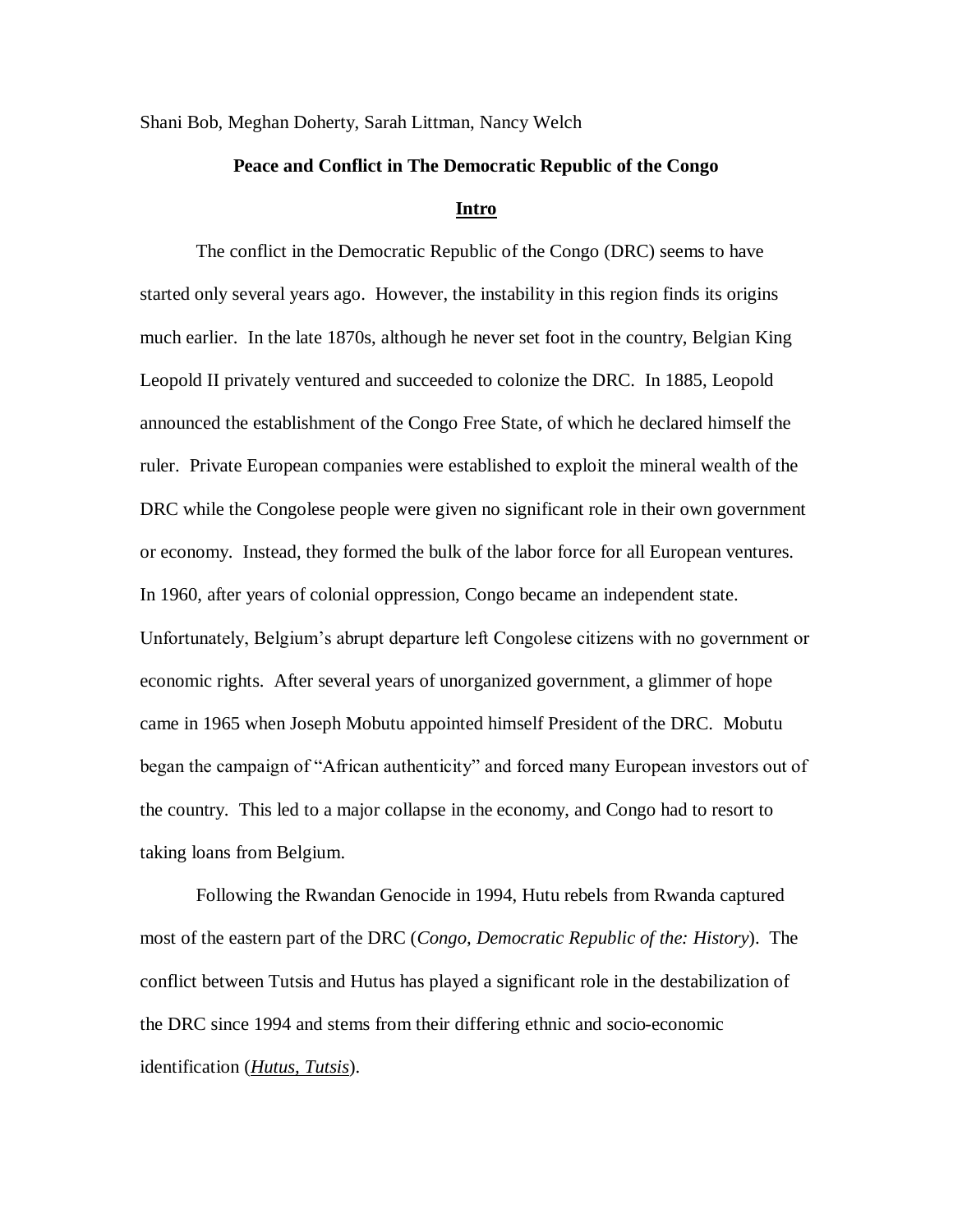Shani Bob, Meghan Doherty, Sarah Littman, Nancy Welch

# Peace and Conflict in The Democratic Republic of the Congo

## Intro

The conflict in the Democratic Republic of the Congo (DRC) seems to have started only several years ago. However, the instability in this region finds its origins much earlier. In the late 1870s, although he never set foot in the country, Belgian King Leopold II privately ventured and succeeded to colonize the DRC. In 1885, Leopold announced the establishment of the Congo Free State, of which he declared himself the ruler. Private European companies were established to exploit the mineral wealth of the DRC while the Congolese people were given no significant role in their own government or economy. Instead, they formed the bulk of the labor force for all European ventures. In 1960, after years of colonial oppression, Congo became an independent state. Unfortunately, Belgium's abrupt departure left Congolese citizens with no government or economic rights. After several years of unorganized government, a glimmer of hope came in 1965 when Joseph Mobutu appointed himself President of the DRC. Mobutu began the campaign of "African authenticity" and forced many European investors out of the country. This led to a major collapse in the economy, and Congo had to resort to taking loans from Belgium.

Following the Rwandan Genocide in 1994, Hutu rebels from Rwanda captured most of the eastern part of the DRC (*Congo, Democratic Republic of the: History*). The conflict between Tutsis and Hutus has played a significant role in the destabilization of the DRC since 1994 and stems from their differing ethnic and socio-economic identification (***Hutus, Tutsis***).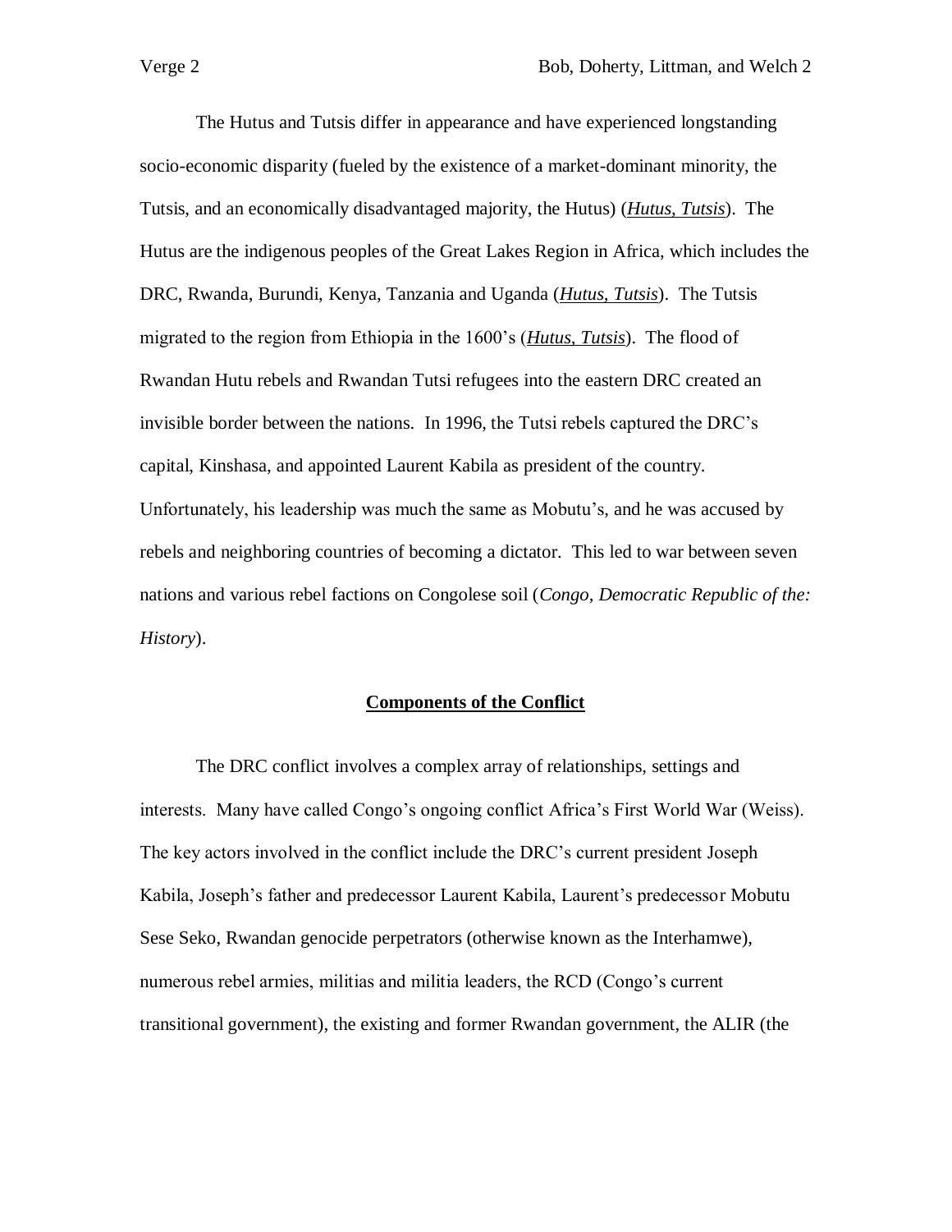The Hutus and Tutsis differ in appearance and have experienced longstanding socio-economic disparity (fueled by the existence of a market-dominant minority, the Tutsis, and an economically disadvantaged majority, the Hutus) (***Hutus, Tutsis***). The Hutus are the indigenous peoples of the Great Lakes Region in Africa, which includes the DRC, Rwanda, Burundi, Kenya, Tanzania and Uganda (***Hutus, Tutsis***). The Tutsis migrated to the region from Ethiopia in the 1600's (***Hutus, Tutsis***). The flood of Rwandan Hutu rebels and Rwandan Tutsi refugees into the eastern DRC created an invisible border between the nations. In 1996, the Tutsi rebels captured the DRC's capital, Kinshasa, and appointed Laurent Kabila as president of the country. Unfortunately, his leadership was much the same as Mobutu's, and he was accused by rebels and neighboring countries of becoming a dictator. This led to war between seven nations and various rebel factions on Congolese soil (*Congo, Democratic Republic of the: History*).

## Components of the Conflict

The DRC conflict involves a complex array of relationships, settings and interests. Many have called Congo's ongoing conflict Africa's First World War (Weiss). The key actors involved in the conflict include the DRC's current president Joseph Kabila, Joseph's father and predecessor Laurent Kabila, Laurent's predecessor Mobutu Sese Seko, Rwandan genocide perpetrators (otherwise known as the Interhamwe), numerous rebel armies, militias and militia leaders, the RCD (Congo's current transitional government), the existing and former Rwandan government, the ALIR (the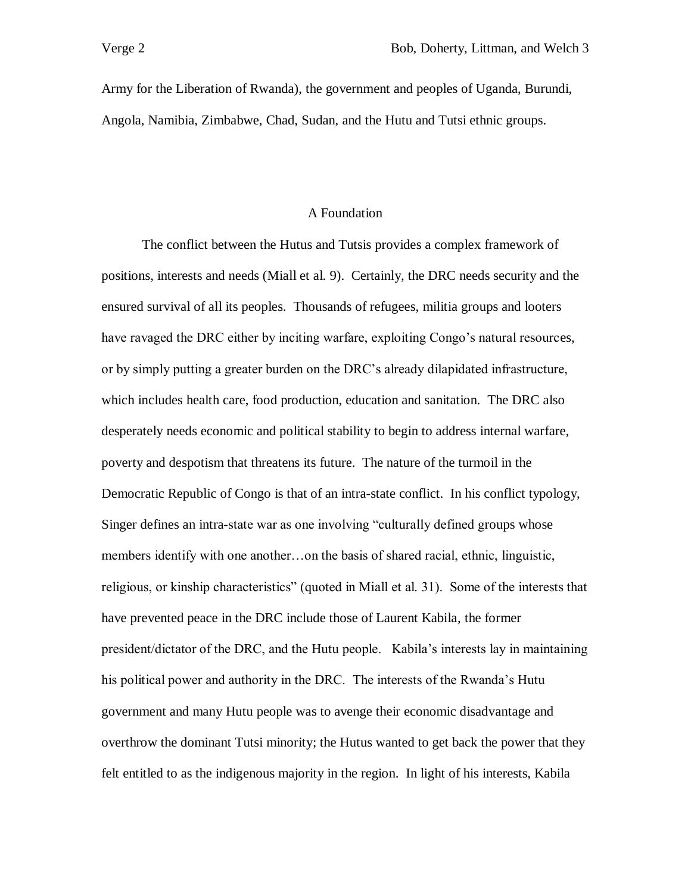Army for the Liberation of Rwanda), the government and peoples of Uganda, Burundi, Angola, Namibia, Zimbabwe, Chad, Sudan, and the Hutu and Tutsi ethnic groups.

## A Foundation

The conflict between the Hutus and Tutsis provides a complex framework of positions, interests and needs (Miall et al. 9). Certainly, the DRC needs security and the ensured survival of all its peoples. Thousands of refugees, militia groups and looters have ravaged the DRC either by inciting warfare, exploiting Congo's natural resources, or by simply putting a greater burden on the DRC's already dilapidated infrastructure, which includes health care, food production, education and sanitation. The DRC also desperately needs economic and political stability to begin to address internal warfare, poverty and despotism that threatens its future. The nature of the turmoil in the Democratic Republic of Congo is that of an intra-state conflict. In his conflict typology, Singer defines an intra-state war as one involving "culturally defined groups whose members identify with one another…on the basis of shared racial, ethnic, linguistic, religious, or kinship characteristics" (quoted in Miall et al. 31). Some of the interests that have prevented peace in the DRC include those of Laurent Kabila, the former president/dictator of the DRC, and the Hutu people. Kabila's interests lay in maintaining his political power and authority in the DRC. The interests of the Rwanda's Hutu government and many Hutu people was to avenge their economic disadvantage and overthrow the dominant Tutsi minority; the Hutus wanted to get back the power that they felt entitled to as the indigenous majority in the region. In light of his interests, Kabila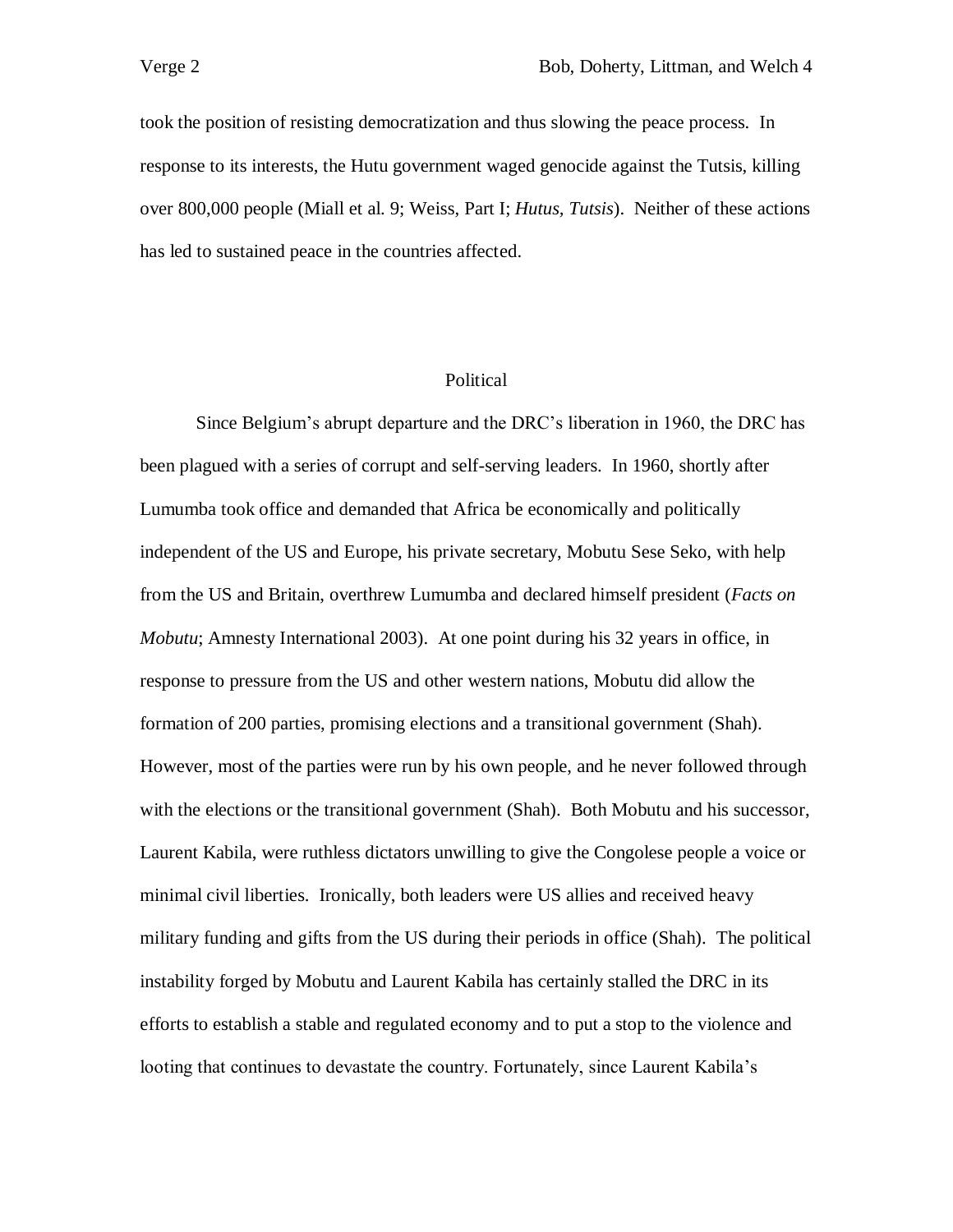took the position of resisting democratization and thus slowing the peace process. In response to its interests, the Hutu government waged genocide against the Tutsis, killing over 800,000 people (Miall et al. 9; Weiss, Part I; *Hutus, Tutsis*). Neither of these actions has led to sustained peace in the countries affected.

## Political

Since Belgium's abrupt departure and the DRC's liberation in 1960, the DRC has been plagued with a series of corrupt and self-serving leaders. In 1960, shortly after Lumumba took office and demanded that Africa be economically and politically independent of the US and Europe, his private secretary, Mobutu Sese Seko, with help from the US and Britain, overthrew Lumumba and declared himself president (*Facts on Mobutu*; Amnesty International 2003). At one point during his 32 years in office, in response to pressure from the US and other western nations, Mobutu did allow the formation of 200 parties, promising elections and a transitional government (Shah). However, most of the parties were run by his own people, and he never followed through with the elections or the transitional government (Shah). Both Mobutu and his successor, Laurent Kabila, were ruthless dictators unwilling to give the Congolese people a voice or minimal civil liberties. Ironically, both leaders were US allies and received heavy military funding and gifts from the US during their periods in office (Shah). The political instability forged by Mobutu and Laurent Kabila has certainly stalled the DRC in its efforts to establish a stable and regulated economy and to put a stop to the violence and looting that continues to devastate the country. Fortunately, since Laurent Kabila's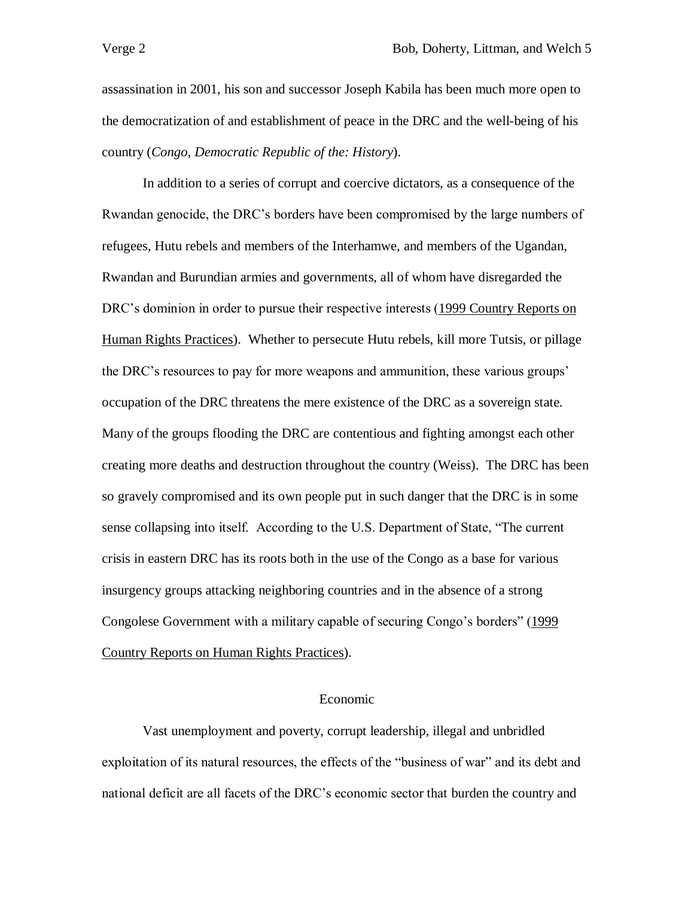assassination in 2001, his son and successor Joseph Kabila has been much more open to the democratization of and establishment of peace in the DRC and the well-being of his country (*Congo, Democratic Republic of the: History*).

In addition to a series of corrupt and coercive dictators, as a consequence of the Rwandan genocide, the DRC's borders have been compromised by the large numbers of refugees, Hutu rebels and members of the Interhamwe, and members of the Ugandan, Rwandan and Burundian armies and governments, all of whom have disregarded the DRC's dominion in order to pursue their respective interests (1999 Country Reports on Human Rights Practices). Whether to persecute Hutu rebels, kill more Tutsis, or pillage the DRC's resources to pay for more weapons and ammunition, these various groups' occupation of the DRC threatens the mere existence of the DRC as a sovereign state. Many of the groups flooding the DRC are contentious and fighting amongst each other creating more deaths and destruction throughout the country (Weiss). The DRC has been so gravely compromised and its own people put in such danger that the DRC is in some sense collapsing into itself. According to the U.S. Department of State, "The current crisis in eastern DRC has its roots both in the use of the Congo as a base for various insurgency groups attacking neighboring countries and in the absence of a strong Congolese Government with a military capable of securing Congo's borders" (1999 Country Reports on Human Rights Practices).

## Economic

Vast unemployment and poverty, corrupt leadership, illegal and unbridled exploitation of its natural resources, the effects of the "business of war" and its debt and national deficit are all facets of the DRC's economic sector that burden the country and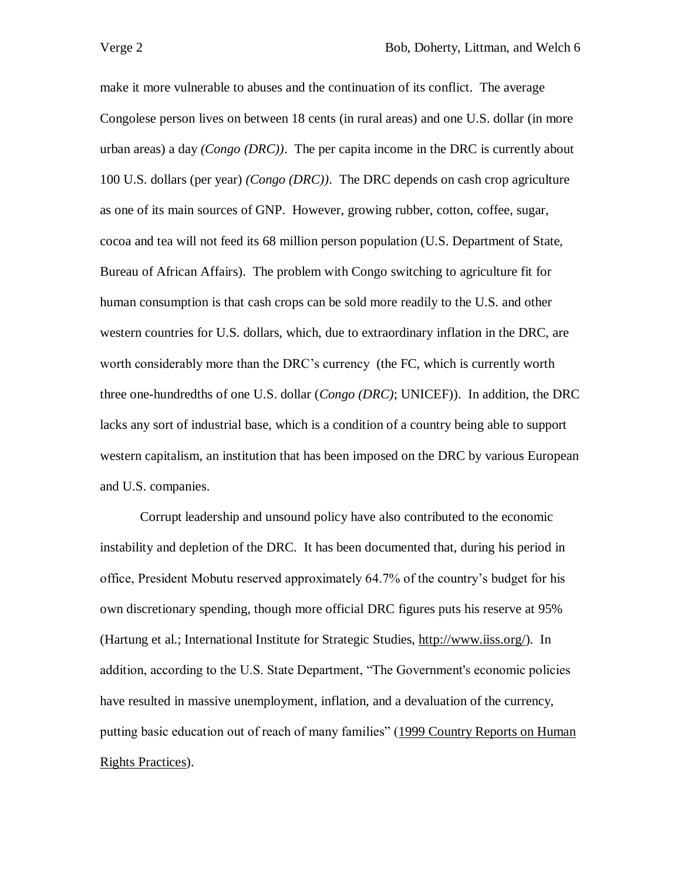make it more vulnerable to abuses and the continuation of its conflict. The average Congolese person lives on between 18 cents (in rural areas) and one U.S. dollar (in more urban areas) a day *(Congo (DRC))*. The per capita income in the DRC is currently about 100 U.S. dollars (per year) *(Congo (DRC))*. The DRC depends on cash crop agriculture as one of its main sources of GNP. However, growing rubber, cotton, coffee, sugar, cocoa and tea will not feed its 68 million person population (U.S. Department of State, Bureau of African Affairs). The problem with Congo switching to agriculture fit for human consumption is that cash crops can be sold more readily to the U.S. and other western countries for U.S. dollars, which, due to extraordinary inflation in the DRC, are worth considerably more than the DRC's currency (the FC, which is currently worth three one-hundredths of one U.S. dollar (*Congo (DRC)*; UNICEF)). In addition, the DRC lacks any sort of industrial base, which is a condition of a country being able to support western capitalism, an institution that has been imposed on the DRC by various European and U.S. companies.

Corrupt leadership and unsound policy have also contributed to the economic instability and depletion of the DRC. It has been documented that, during his period in office, President Mobutu reserved approximately 64.7% of the country's budget for his own discretionary spending, though more official DRC figures puts his reserve at 95% (Hartung et al.; International Institute for Strategic Studies, http://www.iiss.org/). In addition, according to the U.S. State Department, "The Government's economic policies have resulted in massive unemployment, inflation, and a devaluation of the currency, putting basic education out of reach of many families" (1999 Country Reports on Human Rights Practices).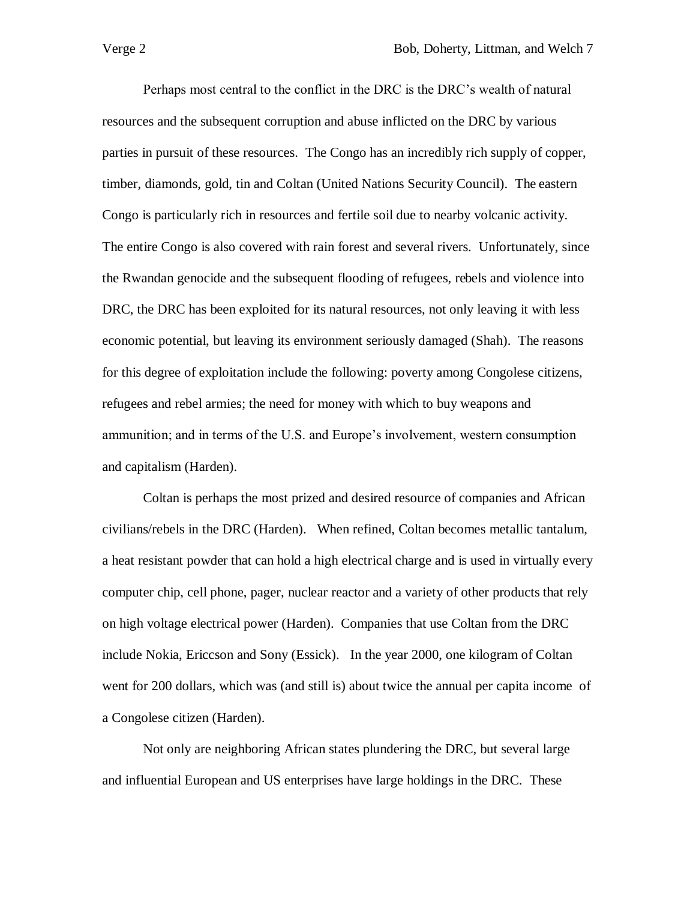Perhaps most central to the conflict in the DRC is the DRC's wealth of natural resources and the subsequent corruption and abuse inflicted on the DRC by various parties in pursuit of these resources. The Congo has an incredibly rich supply of copper, timber, diamonds, gold, tin and Coltan (United Nations Security Council). The eastern Congo is particularly rich in resources and fertile soil due to nearby volcanic activity. The entire Congo is also covered with rain forest and several rivers. Unfortunately, since the Rwandan genocide and the subsequent flooding of refugees, rebels and violence into DRC, the DRC has been exploited for its natural resources, not only leaving it with less economic potential, but leaving its environment seriously damaged (Shah). The reasons for this degree of exploitation include the following: poverty among Congolese citizens, refugees and rebel armies; the need for money with which to buy weapons and ammunition; and in terms of the U.S. and Europe's involvement, western consumption and capitalism (Harden).

Coltan is perhaps the most prized and desired resource of companies and African civilians/rebels in the DRC (Harden). When refined, Coltan becomes metallic tantalum, a heat resistant powder that can hold a high electrical charge and is used in virtually every computer chip, cell phone, pager, nuclear reactor and a variety of other products that rely on high voltage electrical power (Harden). Companies that use Coltan from the DRC include Nokia, Ericcson and Sony (Essick). In the year 2000, one kilogram of Coltan went for 200 dollars, which was (and still is) about twice the annual per capita income of a Congolese citizen (Harden).

Not only are neighboring African states plundering the DRC, but several large and influential European and US enterprises have large holdings in the DRC. These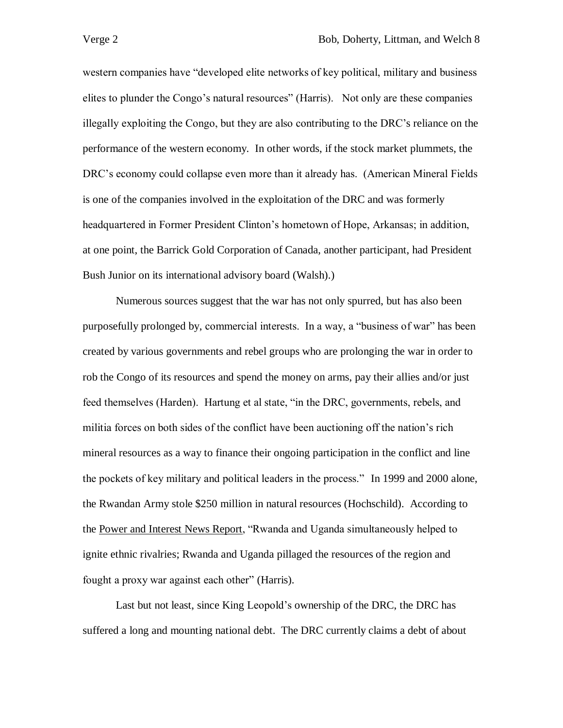western companies have "developed elite networks of key political, military and business elites to plunder the Congo's natural resources" (Harris). Not only are these companies illegally exploiting the Congo, but they are also contributing to the DRC's reliance on the performance of the western economy. In other words, if the stock market plummets, the DRC's economy could collapse even more than it already has. (American Mineral Fields is one of the companies involved in the exploitation of the DRC and was formerly headquartered in Former President Clinton's hometown of Hope, Arkansas; in addition, at one point, the Barrick Gold Corporation of Canada, another participant, had President Bush Junior on its international advisory board (Walsh).)

Numerous sources suggest that the war has not only spurred, but has also been purposefully prolonged by, commercial interests. In a way, a "business of war" has been created by various governments and rebel groups who are prolonging the war in order to rob the Congo of its resources and spend the money on arms, pay their allies and/or just feed themselves (Harden). Hartung et al state, "in the DRC, governments, rebels, and militia forces on both sides of the conflict have been auctioning off the nation's rich mineral resources as a way to finance their ongoing participation in the conflict and line the pockets of key military and political leaders in the process." In 1999 and 2000 alone, the Rwandan Army stole $250 million in natural resources (Hochschild). According to the <u>Power and Interest News Report</u>, "Rwanda and Uganda simultaneously helped to ignite ethnic rivalries; Rwanda and Uganda pillaged the resources of the region and fought a proxy war against each other" (Harris).

Last but not least, since King Leopold's ownership of the DRC, the DRC has suffered a long and mounting national debt. The DRC currently claims a debt of about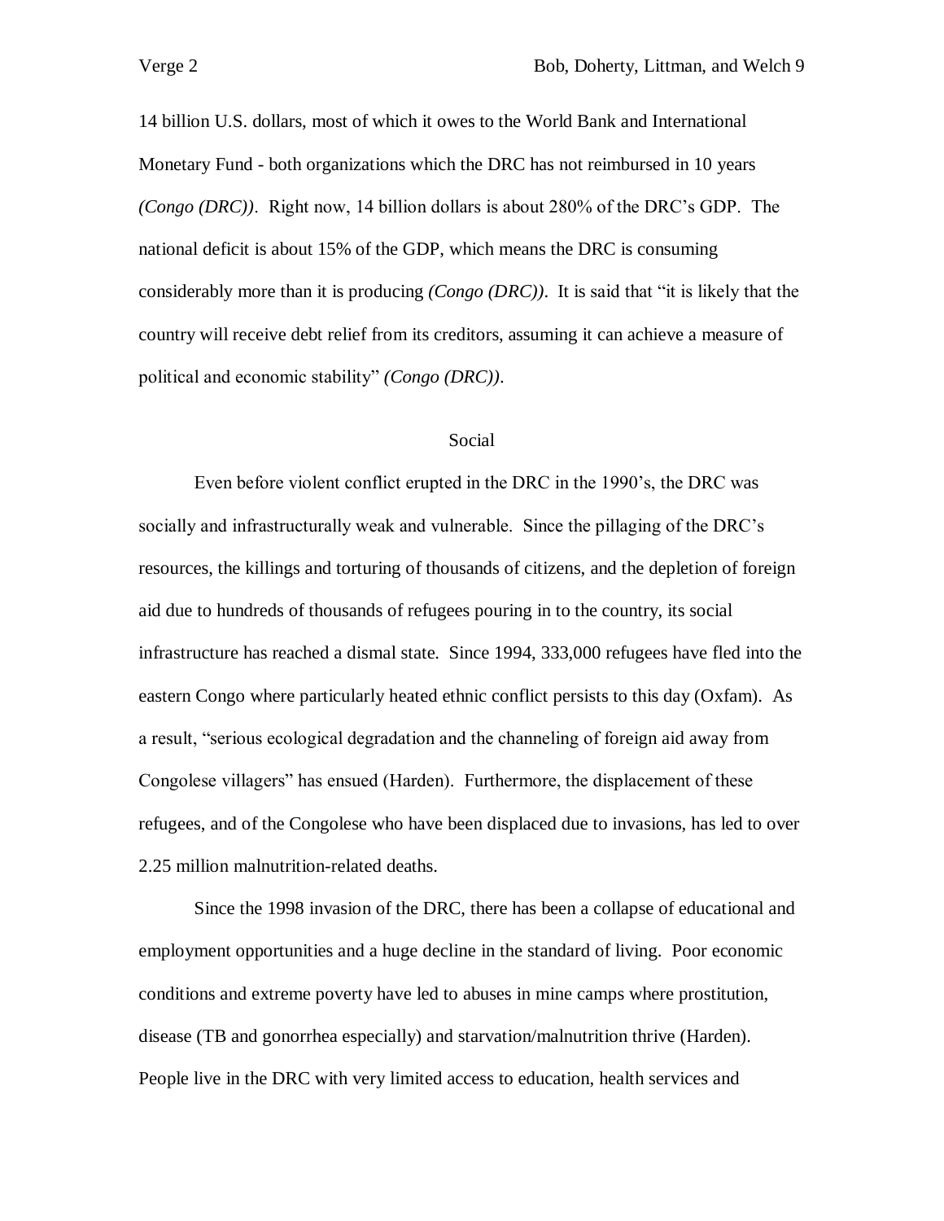14 billion U.S. dollars, most of which it owes to the World Bank and International Monetary Fund - both organizations which the DRC has not reimbursed in 10 years *(Congo (DRC))*. Right now, 14 billion dollars is about 280% of the DRC's GDP. The national deficit is about 15% of the GDP, which means the DRC is consuming considerably more than it is producing *(Congo (DRC))*. It is said that "it is likely that the country will receive debt relief from its creditors, assuming it can achieve a measure of political and economic stability" *(Congo (DRC))*.

## Social

Even before violent conflict erupted in the DRC in the 1990's, the DRC was socially and infrastructurally weak and vulnerable. Since the pillaging of the DRC's resources, the killings and torturing of thousands of citizens, and the depletion of foreign aid due to hundreds of thousands of refugees pouring in to the country, its social infrastructure has reached a dismal state. Since 1994, 333,000 refugees have fled into the eastern Congo where particularly heated ethnic conflict persists to this day (Oxfam). As a result, "serious ecological degradation and the channeling of foreign aid away from Congolese villagers" has ensued (Harden). Furthermore, the displacement of these refugees, and of the Congolese who have been displaced due to invasions, has led to over 2.25 million malnutrition-related deaths.

Since the 1998 invasion of the DRC, there has been a collapse of educational and employment opportunities and a huge decline in the standard of living. Poor economic conditions and extreme poverty have led to abuses in mine camps where prostitution, disease (TB and gonorrhea especially) and starvation/malnutrition thrive (Harden). People live in the DRC with very limited access to education, health services and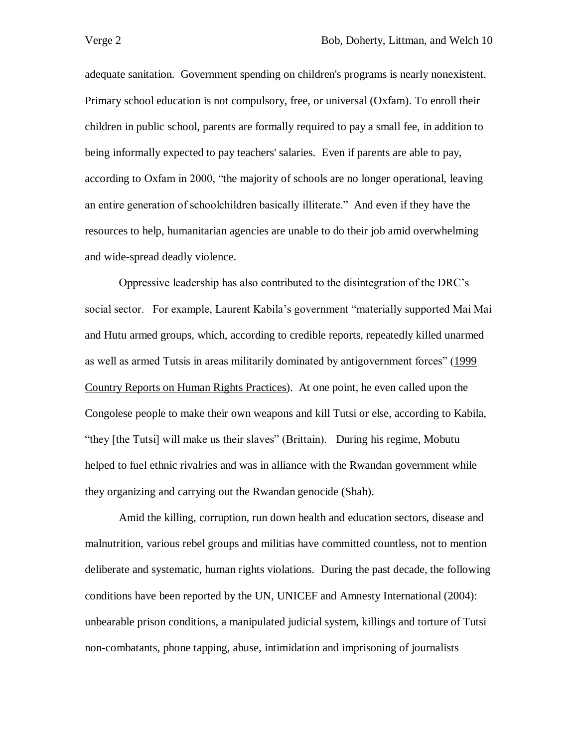adequate sanitation. Government spending on children's programs is nearly nonexistent. Primary school education is not compulsory, free, or universal (Oxfam). To enroll their children in public school, parents are formally required to pay a small fee, in addition to being informally expected to pay teachers' salaries. Even if parents are able to pay, according to Oxfam in 2000, "the majority of schools are no longer operational, leaving an entire generation of schoolchildren basically illiterate." And even if they have the resources to help, humanitarian agencies are unable to do their job amid overwhelming and wide-spread deadly violence.

Oppressive leadership has also contributed to the disintegration of the DRC's social sector. For example, Laurent Kabila's government "materially supported Mai Mai and Hutu armed groups, which, according to credible reports, repeatedly killed unarmed as well as armed Tutsis in areas militarily dominated by antigovernment forces" (1999 Country Reports on Human Rights Practices). At one point, he even called upon the Congolese people to make their own weapons and kill Tutsi or else, according to Kabila, "they [the Tutsi] will make us their slaves" (Brittain). During his regime, Mobutu helped to fuel ethnic rivalries and was in alliance with the Rwandan government while they organizing and carrying out the Rwandan genocide (Shah).

Amid the killing, corruption, run down health and education sectors, disease and malnutrition, various rebel groups and militias have committed countless, not to mention deliberate and systematic, human rights violations. During the past decade, the following conditions have been reported by the UN, UNICEF and Amnesty International (2004): unbearable prison conditions, a manipulated judicial system, killings and torture of Tutsi non-combatants, phone tapping, abuse, intimidation and imprisoning of journalists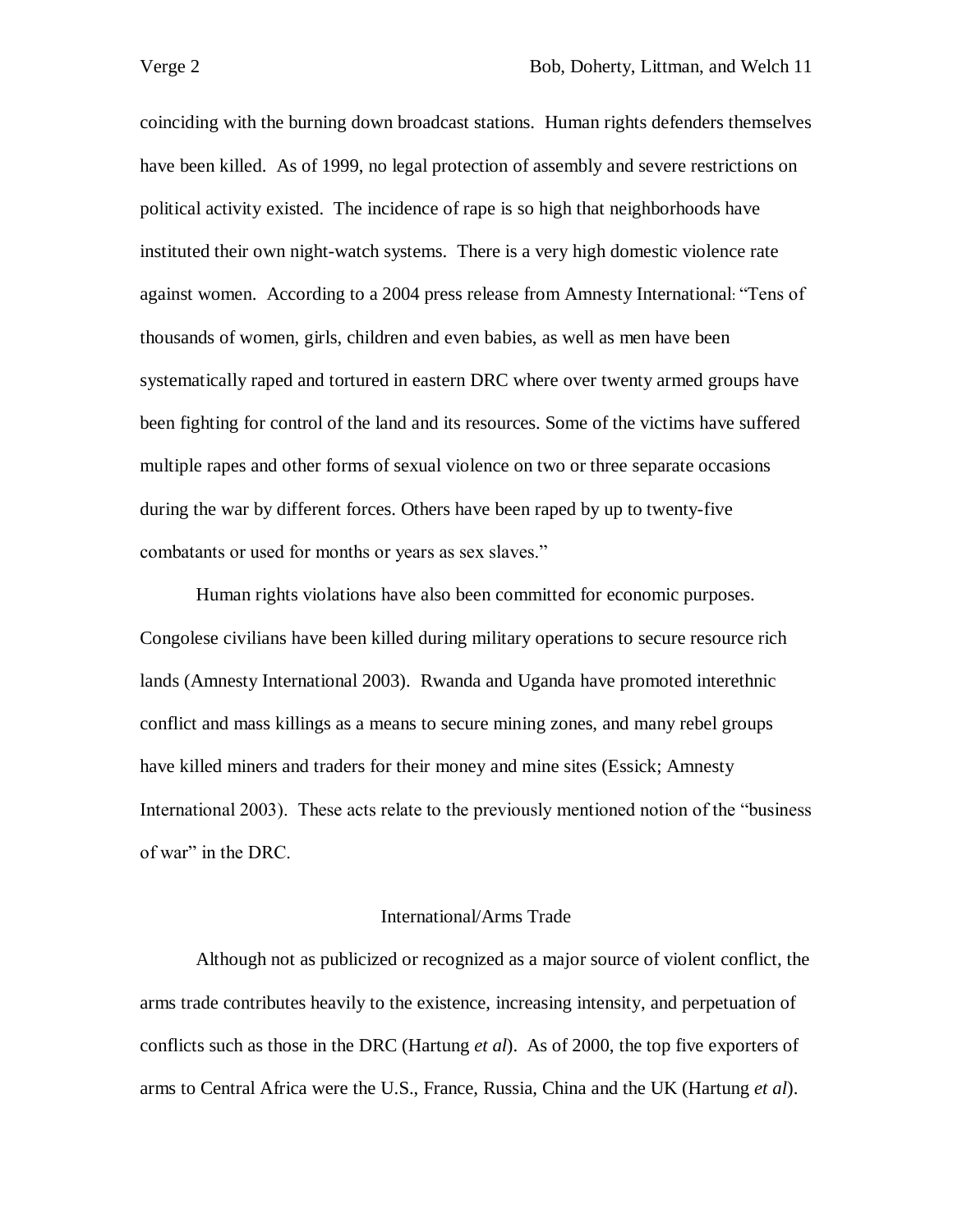coinciding with the burning down broadcast stations. Human rights defenders themselves have been killed. As of 1999, no legal protection of assembly and severe restrictions on political activity existed. The incidence of rape is so high that neighborhoods have instituted their own night-watch systems. There is a very high domestic violence rate against women. According to a 2004 press release from Amnesty International: "Tens of thousands of women, girls, children and even babies, as well as men have been systematically raped and tortured in eastern DRC where over twenty armed groups have been fighting for control of the land and its resources. Some of the victims have suffered multiple rapes and other forms of sexual violence on two or three separate occasions during the war by different forces. Others have been raped by up to twenty-five combatants or used for months or years as sex slaves."

Human rights violations have also been committed for economic purposes. Congolese civilians have been killed during military operations to secure resource rich lands (Amnesty International 2003). Rwanda and Uganda have promoted interethnic conflict and mass killings as a means to secure mining zones, and many rebel groups have killed miners and traders for their money and mine sites (Essick; Amnesty International 2003). These acts relate to the previously mentioned notion of the "business of war" in the DRC.

## International/Arms Trade

Although not as publicized or recognized as a major source of violent conflict, the arms trade contributes heavily to the existence, increasing intensity, and perpetuation of conflicts such as those in the DRC (Hartung *et al*). As of 2000, the top five exporters of arms to Central Africa were the U.S., France, Russia, China and the UK (Hartung *et al*).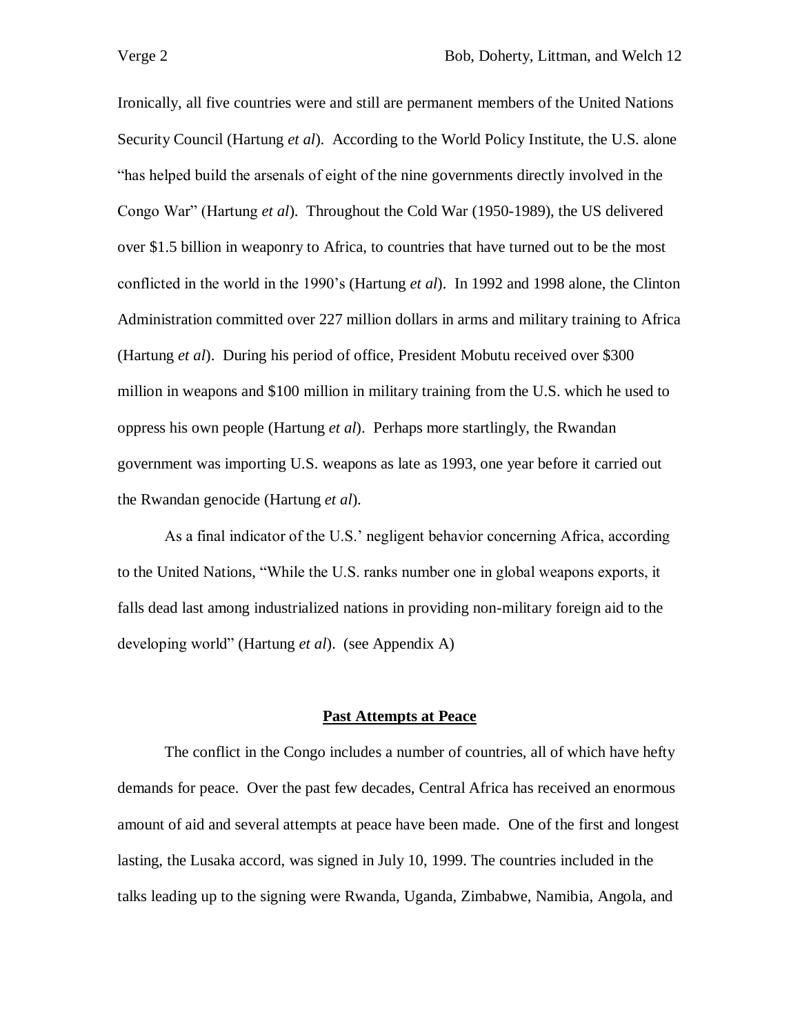Ironically, all five countries were and still are permanent members of the United Nations Security Council (Hartung *et al*). According to the World Policy Institute, the U.S. alone "has helped build the arsenals of eight of the nine governments directly involved in the Congo War" (Hartung *et al*). Throughout the Cold War (1950-1989), the US delivered over $1.5 billion in weaponry to Africa, to countries that have turned out to be the most conflicted in the world in the 1990's (Hartung *et al*). In 1992 and 1998 alone, the Clinton Administration committed over 227 million dollars in arms and military training to Africa (Hartung *et al*). During his period of office, President Mobutu received over $300 million in weapons and $100 million in military training from the U.S. which he used to oppress his own people (Hartung *et al*). Perhaps more startlingly, the Rwandan government was importing U.S. weapons as late as 1993, one year before it carried out the Rwandan genocide (Hartung *et al*).

As a final indicator of the U.S.' negligent behavior concerning Africa, according to the United Nations, "While the U.S. ranks number one in global weapons exports, it falls dead last among industrialized nations in providing non-military foreign aid to the developing world" (Hartung *et al*). (see Appendix A)

## Past Attempts at Peace

The conflict in the Congo includes a number of countries, all of which have hefty demands for peace. Over the past few decades, Central Africa has received an enormous amount of aid and several attempts at peace have been made. One of the first and longest lasting, the Lusaka accord, was signed in July 10, 1999. The countries included in the talks leading up to the signing were Rwanda, Uganda, Zimbabwe, Namibia, Angola, and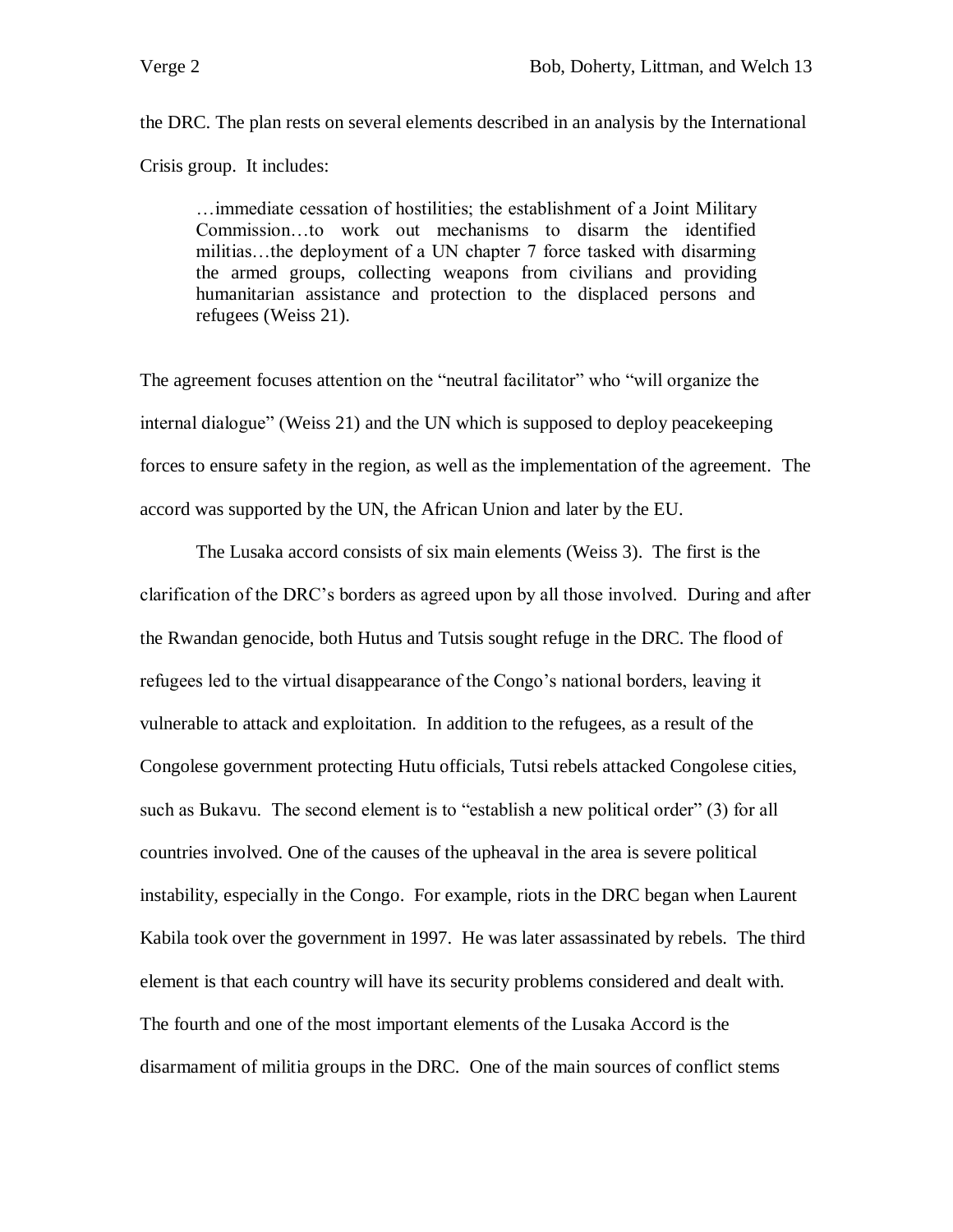the DRC. The plan rests on several elements described in an analysis by the International Crisis group. It includes:

> …immediate cessation of hostilities; the establishment of a Joint Military Commission…to work out mechanisms to disarm the identified militias…the deployment of a UN chapter 7 force tasked with disarming the armed groups, collecting weapons from civilians and providing humanitarian assistance and protection to the displaced persons and refugees (Weiss 21).

The agreement focuses attention on the "neutral facilitator" who "will organize the internal dialogue" (Weiss 21) and the UN which is supposed to deploy peacekeeping forces to ensure safety in the region, as well as the implementation of the agreement. The accord was supported by the UN, the African Union and later by the EU.

The Lusaka accord consists of six main elements (Weiss 3). The first is the clarification of the DRC's borders as agreed upon by all those involved. During and after the Rwandan genocide, both Hutus and Tutsis sought refuge in the DRC. The flood of refugees led to the virtual disappearance of the Congo's national borders, leaving it vulnerable to attack and exploitation. In addition to the refugees, as a result of the Congolese government protecting Hutu officials, Tutsi rebels attacked Congolese cities, such as Bukavu. The second element is to "establish a new political order" (3) for all countries involved. One of the causes of the upheaval in the area is severe political instability, especially in the Congo. For example, riots in the DRC began when Laurent Kabila took over the government in 1997. He was later assassinated by rebels. The third element is that each country will have its security problems considered and dealt with. The fourth and one of the most important elements of the Lusaka Accord is the disarmament of militia groups in the DRC. One of the main sources of conflict stems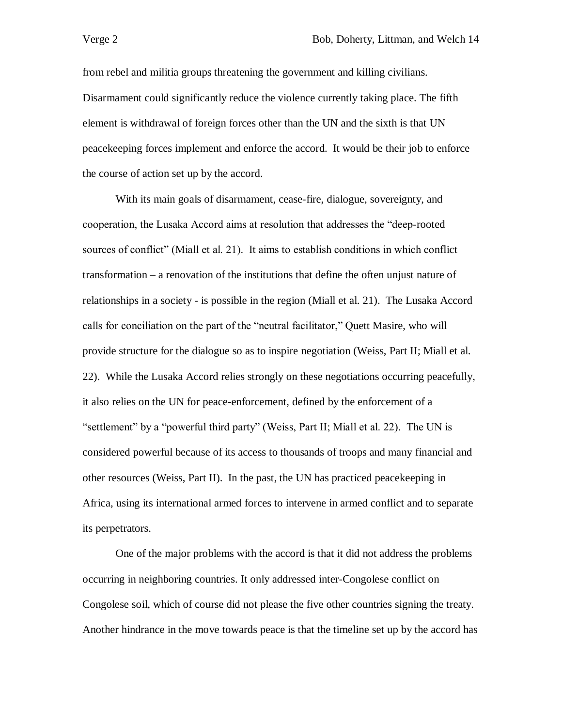from rebel and militia groups threatening the government and killing civilians. Disarmament could significantly reduce the violence currently taking place. The fifth element is withdrawal of foreign forces other than the UN and the sixth is that UN peacekeeping forces implement and enforce the accord. It would be their job to enforce the course of action set up by the accord.

With its main goals of disarmament, cease-fire, dialogue, sovereignty, and cooperation, the Lusaka Accord aims at resolution that addresses the "deep-rooted sources of conflict" (Miall et al. 21). It aims to establish conditions in which conflict transformation – a renovation of the institutions that define the often unjust nature of relationships in a society - is possible in the region (Miall et al. 21). The Lusaka Accord calls for conciliation on the part of the "neutral facilitator," Quett Masire, who will provide structure for the dialogue so as to inspire negotiation (Weiss, Part II; Miall et al. 22). While the Lusaka Accord relies strongly on these negotiations occurring peacefully, it also relies on the UN for peace-enforcement, defined by the enforcement of a "settlement" by a "powerful third party" (Weiss, Part II; Miall et al. 22). The UN is considered powerful because of its access to thousands of troops and many financial and other resources (Weiss, Part II). In the past, the UN has practiced peacekeeping in Africa, using its international armed forces to intervene in armed conflict and to separate its perpetrators.

One of the major problems with the accord is that it did not address the problems occurring in neighboring countries. It only addressed inter-Congolese conflict on Congolese soil, which of course did not please the five other countries signing the treaty. Another hindrance in the move towards peace is that the timeline set up by the accord has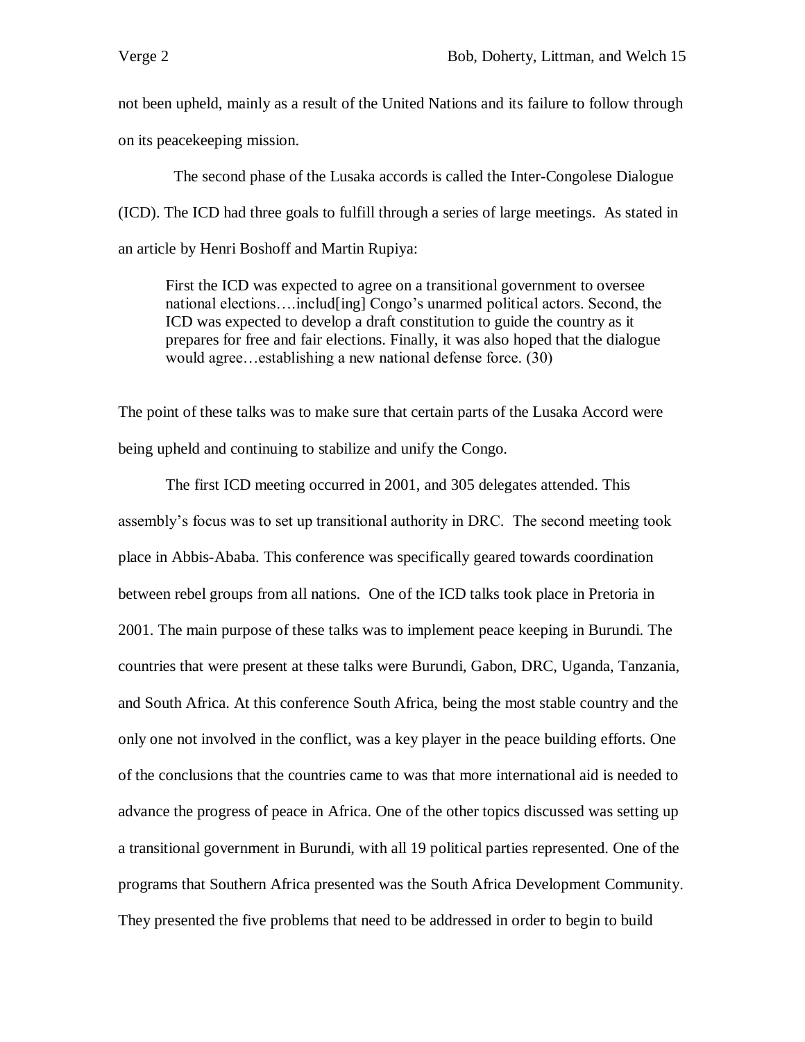not been upheld, mainly as a result of the United Nations and its failure to follow through on its peacekeeping mission.

The second phase of the Lusaka accords is called the Inter-Congolese Dialogue (ICD). The ICD had three goals to fulfill through a series of large meetings. As stated in an article by Henri Boshoff and Martin Rupiya:

> First the ICD was expected to agree on a transitional government to oversee national elections….includ[ing] Congo's unarmed political actors. Second, the ICD was expected to develop a draft constitution to guide the country as it prepares for free and fair elections. Finally, it was also hoped that the dialogue would agree…establishing a new national defense force. (30)

The point of these talks was to make sure that certain parts of the Lusaka Accord were being upheld and continuing to stabilize and unify the Congo.

The first ICD meeting occurred in 2001, and 305 delegates attended. This assembly's focus was to set up transitional authority in DRC. The second meeting took place in Abbis-Ababa. This conference was specifically geared towards coordination between rebel groups from all nations. One of the ICD talks took place in Pretoria in 2001. The main purpose of these talks was to implement peace keeping in Burundi. The countries that were present at these talks were Burundi, Gabon, DRC, Uganda, Tanzania, and South Africa. At this conference South Africa, being the most stable country and the only one not involved in the conflict, was a key player in the peace building efforts. One of the conclusions that the countries came to was that more international aid is needed to advance the progress of peace in Africa. One of the other topics discussed was setting up a transitional government in Burundi, with all 19 political parties represented. One of the programs that Southern Africa presented was the South Africa Development Community. They presented the five problems that need to be addressed in order to begin to build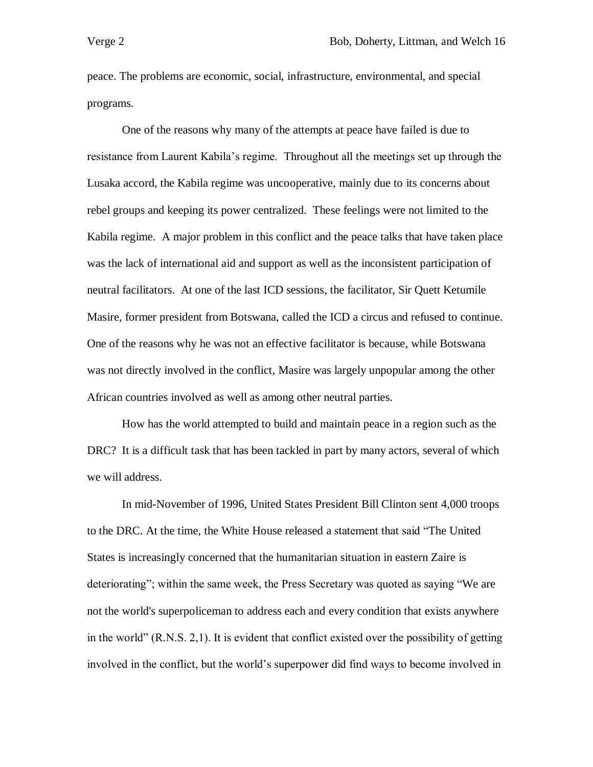peace. The problems are economic, social, infrastructure, environmental, and special programs.

One of the reasons why many of the attempts at peace have failed is due to resistance from Laurent Kabila's regime. Throughout all the meetings set up through the Lusaka accord, the Kabila regime was uncooperative, mainly due to its concerns about rebel groups and keeping its power centralized. These feelings were not limited to the Kabila regime. A major problem in this conflict and the peace talks that have taken place was the lack of international aid and support as well as the inconsistent participation of neutral facilitators. At one of the last ICD sessions, the facilitator, Sir Quett Ketumile Masire, former president from Botswana, called the ICD a circus and refused to continue. One of the reasons why he was not an effective facilitator is because, while Botswana was not directly involved in the conflict, Masire was largely unpopular among the other African countries involved as well as among other neutral parties.

How has the world attempted to build and maintain peace in a region such as the DRC? It is a difficult task that has been tackled in part by many actors, several of which we will address.

In mid-November of 1996, United States President Bill Clinton sent 4,000 troops to the DRC. At the time, the White House released a statement that said "The United States is increasingly concerned that the humanitarian situation in eastern Zaire is deteriorating"; within the same week, the Press Secretary was quoted as saying "We are not the world's superpoliceman to address each and every condition that exists anywhere in the world" (R.N.S. 2,1). It is evident that conflict existed over the possibility of getting involved in the conflict, but the world's superpower did find ways to become involved in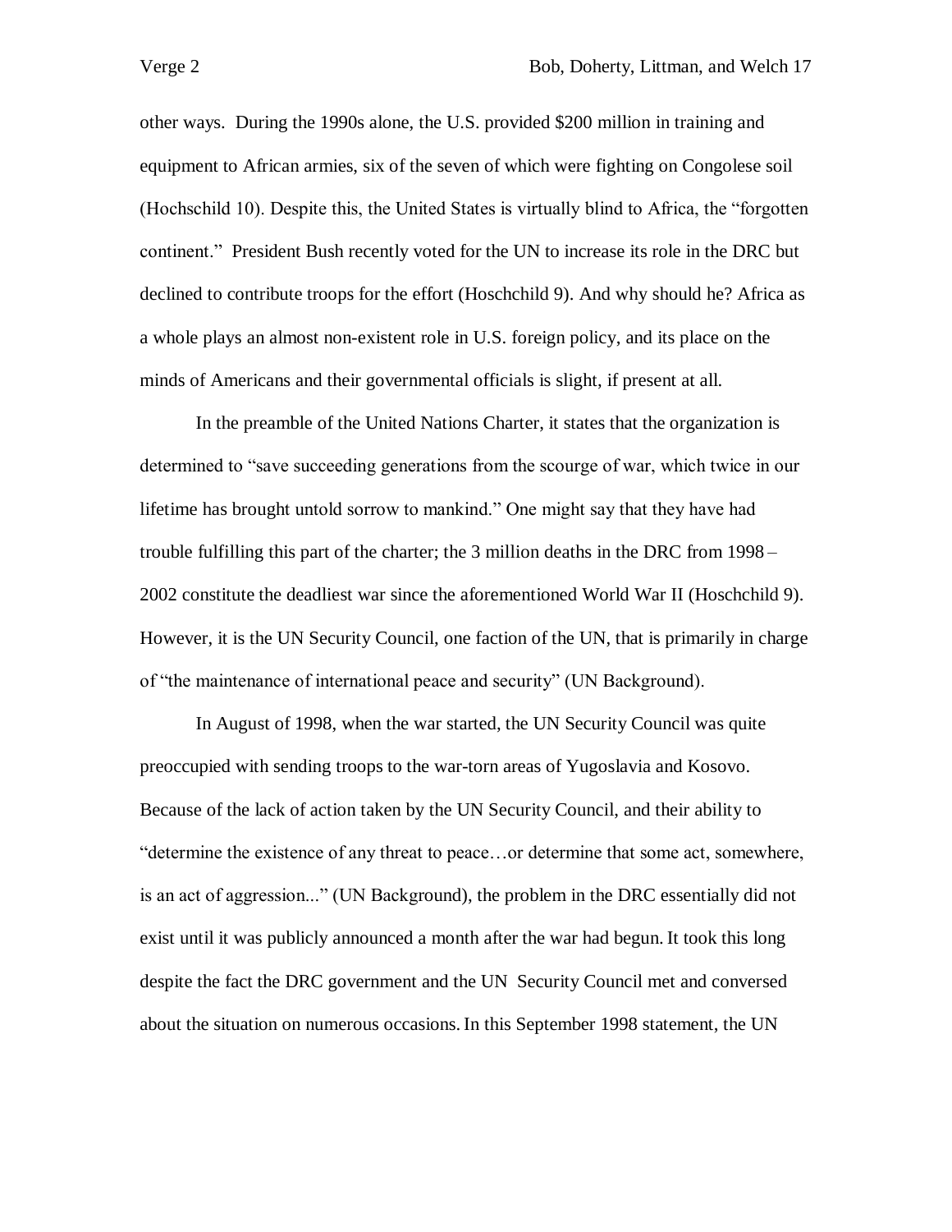other ways. During the 1990s alone, the U.S. provided $200 million in training and equipment to African armies, six of the seven of which were fighting on Congolese soil (Hochschild 10). Despite this, the United States is virtually blind to Africa, the "forgotten continent." President Bush recently voted for the UN to increase its role in the DRC but declined to contribute troops for the effort (Hoschchild 9). And why should he? Africa as a whole plays an almost non-existent role in U.S. foreign policy, and its place on the minds of Americans and their governmental officials is slight, if present at all.

In the preamble of the United Nations Charter, it states that the organization is determined to "save succeeding generations from the scourge of war, which twice in our lifetime has brought untold sorrow to mankind." One might say that they have had trouble fulfilling this part of the charter; the 3 million deaths in the DRC from 1998 – 2002 constitute the deadliest war since the aforementioned World War II (Hoschchild 9). However, it is the UN Security Council, one faction of the UN, that is primarily in charge of "the maintenance of international peace and security" (UN Background).

In August of 1998, when the war started, the UN Security Council was quite preoccupied with sending troops to the war-torn areas of Yugoslavia and Kosovo. Because of the lack of action taken by the UN Security Council, and their ability to "determine the existence of any threat to peace…or determine that some act, somewhere, is an act of aggression..." (UN Background), the problem in the DRC essentially did not exist until it was publicly announced a month after the war had begun. It took this long despite the fact the DRC government and the UN Security Council met and conversed about the situation on numerous occasions. In this September 1998 statement, the UN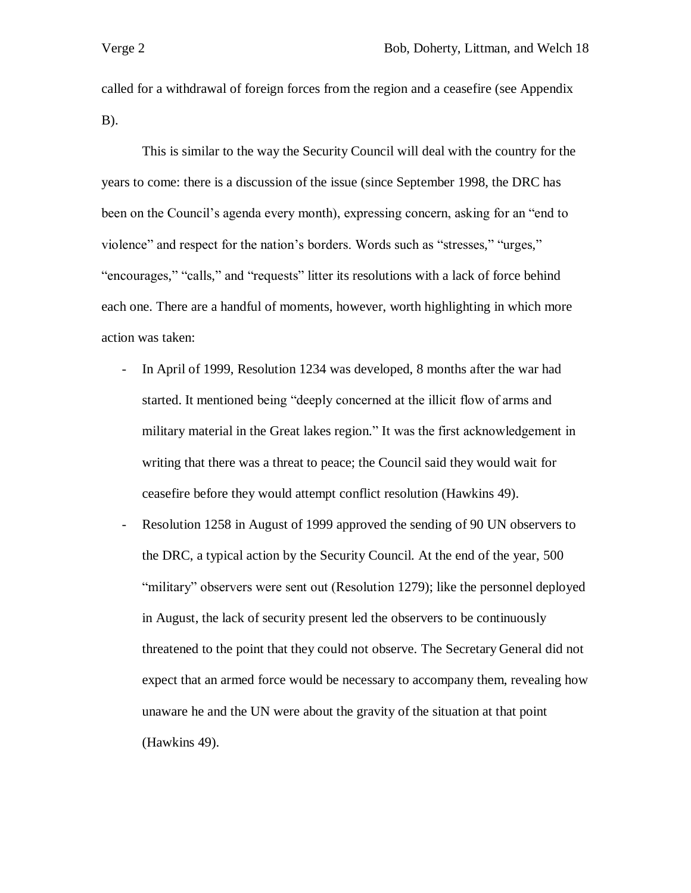called for a withdrawal of foreign forces from the region and a ceasefire (see Appendix B).

This is similar to the way the Security Council will deal with the country for the years to come: there is a discussion of the issue (since September 1998, the DRC has been on the Council's agenda every month), expressing concern, asking for an "end to violence" and respect for the nation's borders. Words such as "stresses," "urges," "encourages," "calls," and "requests" litter its resolutions with a lack of force behind each one. There are a handful of moments, however, worth highlighting in which more action was taken:

- In April of 1999, Resolution 1234 was developed, 8 months after the war had started. It mentioned being "deeply concerned at the illicit flow of arms and military material in the Great lakes region." It was the first acknowledgement in writing that there was a threat to peace; the Council said they would wait for ceasefire before they would attempt conflict resolution (Hawkins 49).
- Resolution 1258 in August of 1999 approved the sending of 90 UN observers to the DRC, a typical action by the Security Council. At the end of the year, 500 "military" observers were sent out (Resolution 1279); like the personnel deployed in August, the lack of security present led the observers to be continuously threatened to the point that they could not observe. The Secretary General did not expect that an armed force would be necessary to accompany them, revealing how unaware he and the UN were about the gravity of the situation at that point (Hawkins 49).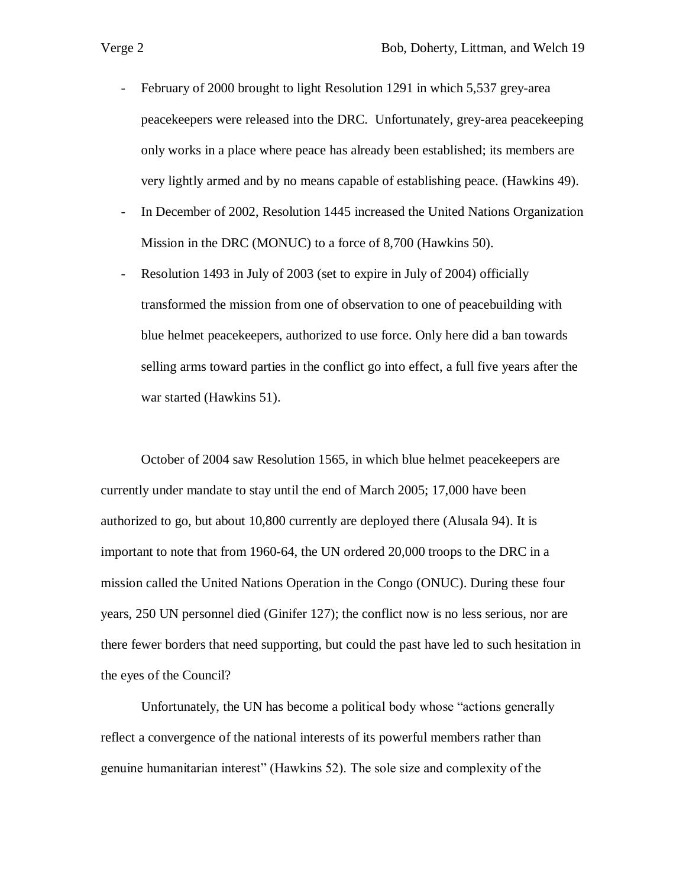- February of 2000 brought to light Resolution 1291 in which 5,537 grey-area peacekeepers were released into the DRC. Unfortunately, grey-area peacekeeping only works in a place where peace has already been established; its members are very lightly armed and by no means capable of establishing peace. (Hawkins 49).
- In December of 2002, Resolution 1445 increased the United Nations Organization Mission in the DRC (MONUC) to a force of 8,700 (Hawkins 50).
- Resolution 1493 in July of 2003 (set to expire in July of 2004) officially transformed the mission from one of observation to one of peacebuilding with blue helmet peacekeepers, authorized to use force. Only here did a ban towards selling arms toward parties in the conflict go into effect, a full five years after the war started (Hawkins 51).

October of 2004 saw Resolution 1565, in which blue helmet peacekeepers are currently under mandate to stay until the end of March 2005; 17,000 have been authorized to go, but about 10,800 currently are deployed there (Alusala 94). It is important to note that from 1960-64, the UN ordered 20,000 troops to the DRC in a mission called the United Nations Operation in the Congo (ONUC). During these four years, 250 UN personnel died (Ginifer 127); the conflict now is no less serious, nor are there fewer borders that need supporting, but could the past have led to such hesitation in the eyes of the Council?

Unfortunately, the UN has become a political body whose "actions generally reflect a convergence of the national interests of its powerful members rather than genuine humanitarian interest" (Hawkins 52). The sole size and complexity of the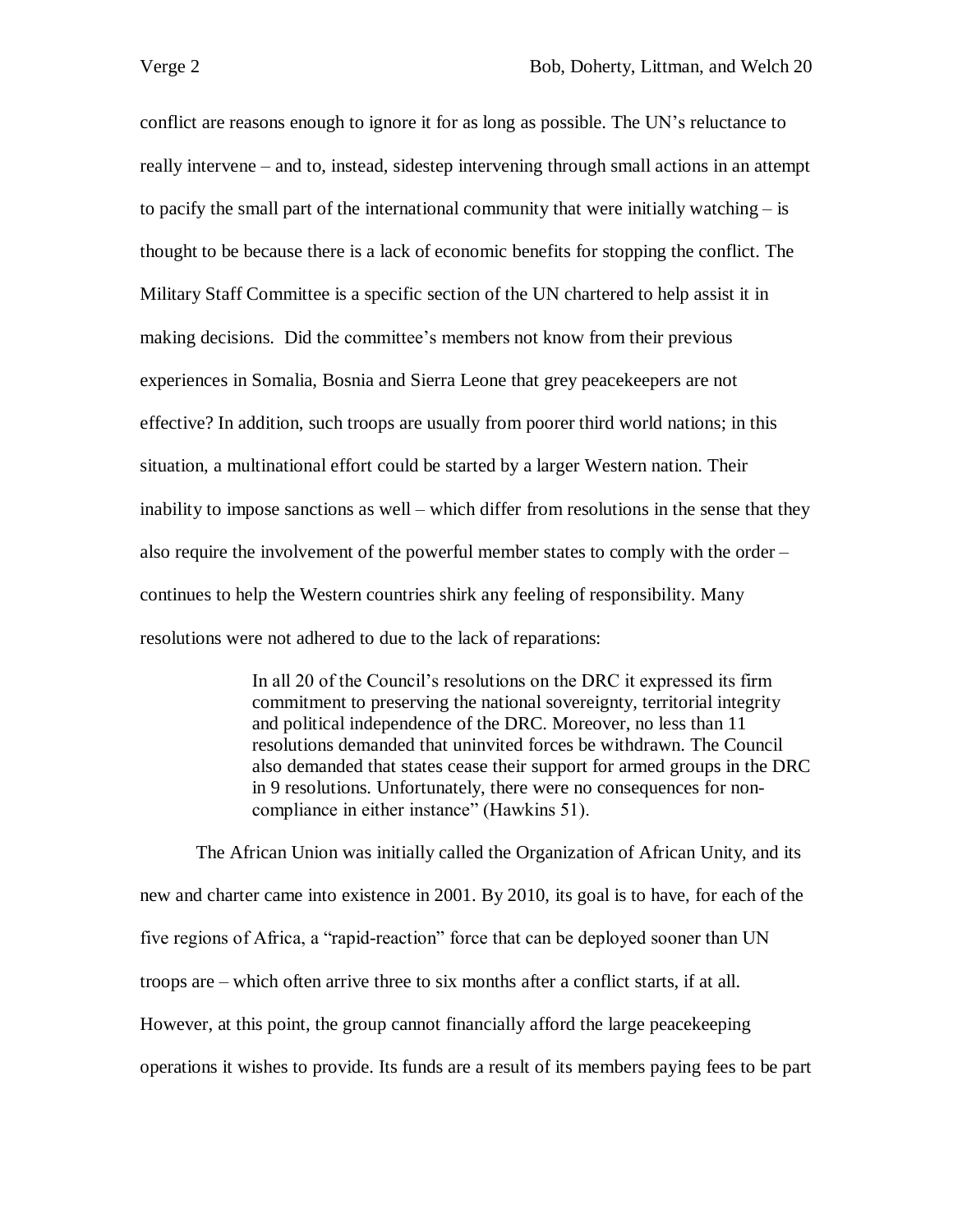conflict are reasons enough to ignore it for as long as possible. The UN's reluctance to really intervene – and to, instead, sidestep intervening through small actions in an attempt to pacify the small part of the international community that were initially watching – is thought to be because there is a lack of economic benefits for stopping the conflict. The Military Staff Committee is a specific section of the UN chartered to help assist it in making decisions. Did the committee's members not know from their previous experiences in Somalia, Bosnia and Sierra Leone that grey peacekeepers are not effective? In addition, such troops are usually from poorer third world nations; in this situation, a multinational effort could be started by a larger Western nation. Their inability to impose sanctions as well – which differ from resolutions in the sense that they also require the involvement of the powerful member states to comply with the order – continues to help the Western countries shirk any feeling of responsibility. Many resolutions were not adhered to due to the lack of reparations:

> In all 20 of the Council's resolutions on the DRC it expressed its firm commitment to preserving the national sovereignty, territorial integrity and political independence of the DRC. Moreover, no less than 11 resolutions demanded that uninvited forces be withdrawn. The Council also demanded that states cease their support for armed groups in the DRC in 9 resolutions. Unfortunately, there were no consequences for non-compliance in either instance" (Hawkins 51).

The African Union was initially called the Organization of African Unity, and its new and charter came into existence in 2001. By 2010, its goal is to have, for each of the five regions of Africa, a "rapid-reaction" force that can be deployed sooner than UN troops are – which often arrive three to six months after a conflict starts, if at all. However, at this point, the group cannot financially afford the large peacekeeping operations it wishes to provide. Its funds are a result of its members paying fees to be part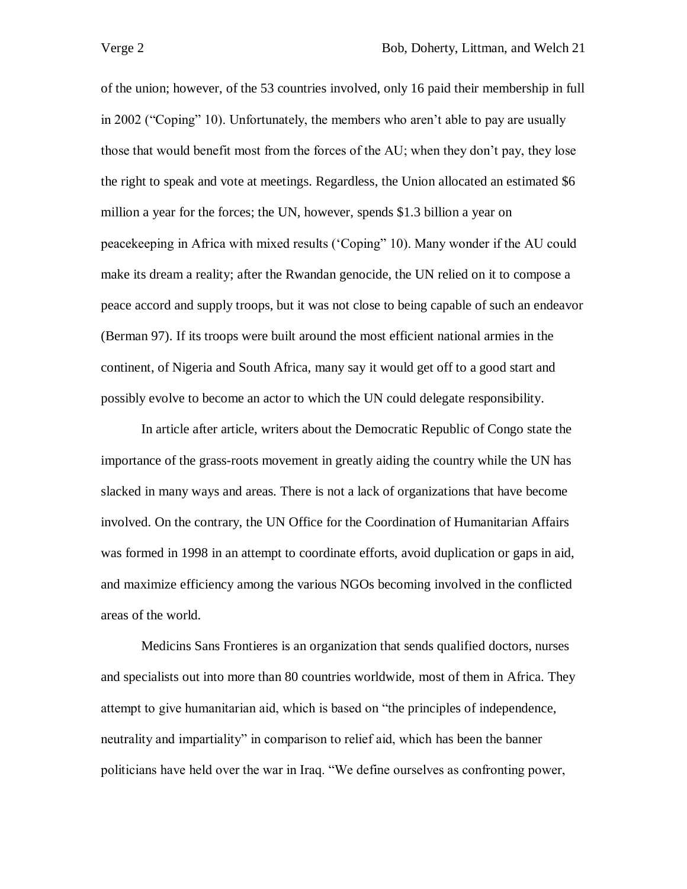of the union; however, of the 53 countries involved, only 16 paid their membership in full in 2002 ("Coping" 10). Unfortunately, the members who aren't able to pay are usually those that would benefit most from the forces of the AU; when they don't pay, they lose the right to speak and vote at meetings. Regardless, the Union allocated an estimated $6 million a year for the forces; the UN, however, spends $1.3 billion a year on peacekeeping in Africa with mixed results ('Coping" 10). Many wonder if the AU could make its dream a reality; after the Rwandan genocide, the UN relied on it to compose a peace accord and supply troops, but it was not close to being capable of such an endeavor (Berman 97). If its troops were built around the most efficient national armies in the continent, of Nigeria and South Africa, many say it would get off to a good start and possibly evolve to become an actor to which the UN could delegate responsibility.

In article after article, writers about the Democratic Republic of Congo state the importance of the grass-roots movement in greatly aiding the country while the UN has slacked in many ways and areas. There is not a lack of organizations that have become involved. On the contrary, the UN Office for the Coordination of Humanitarian Affairs was formed in 1998 in an attempt to coordinate efforts, avoid duplication or gaps in aid, and maximize efficiency among the various NGOs becoming involved in the conflicted areas of the world.

Medicins Sans Frontieres is an organization that sends qualified doctors, nurses and specialists out into more than 80 countries worldwide, most of them in Africa. They attempt to give humanitarian aid, which is based on "the principles of independence, neutrality and impartiality" in comparison to relief aid, which has been the banner politicians have held over the war in Iraq. "We define ourselves as confronting power,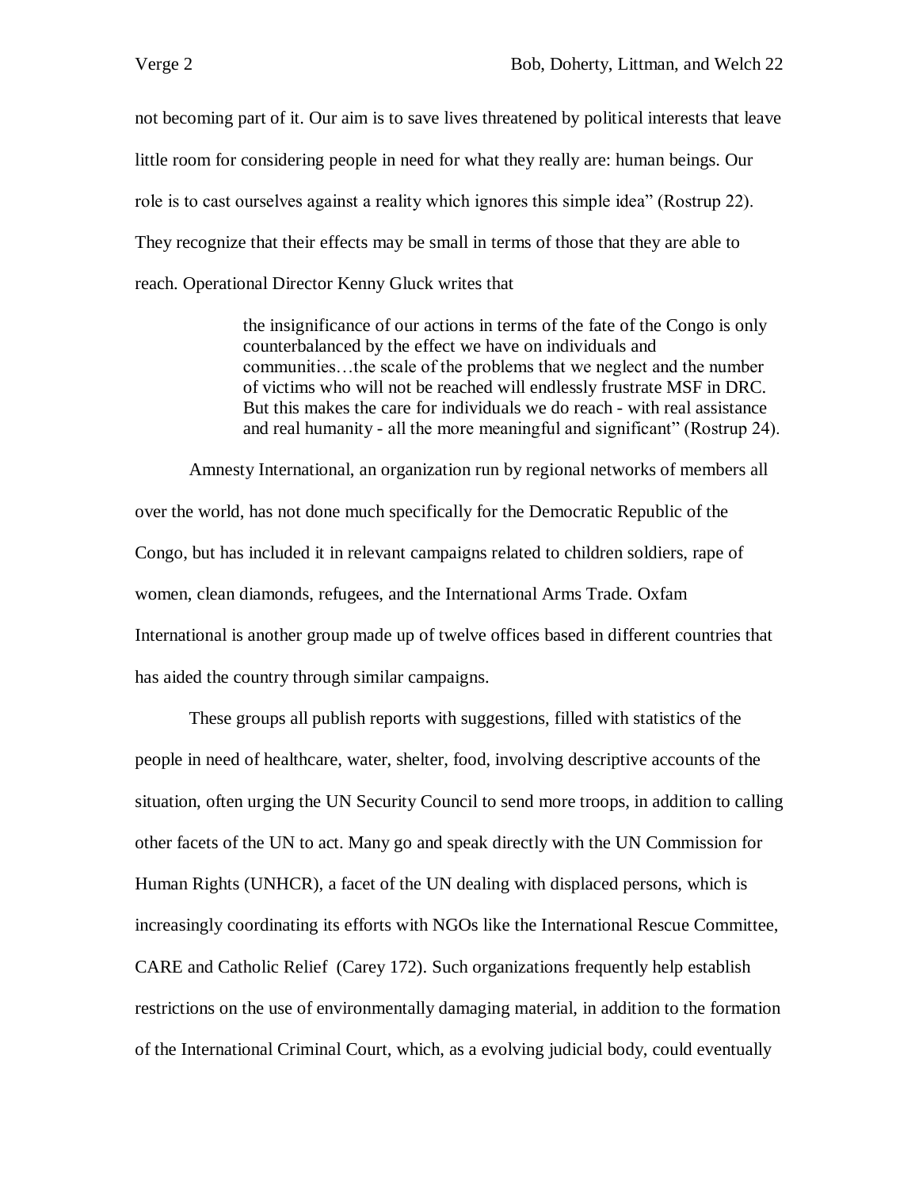not becoming part of it. Our aim is to save lives threatened by political interests that leave little room for considering people in need for what they really are: human beings. Our role is to cast ourselves against a reality which ignores this simple idea" (Rostrup 22). They recognize that their effects may be small in terms of those that they are able to reach. Operational Director Kenny Gluck writes that

> the insignificance of our actions in terms of the fate of the Congo is only counterbalanced by the effect we have on individuals and communities…the scale of the problems that we neglect and the number of victims who will not be reached will endlessly frustrate MSF in DRC. But this makes the care for individuals we do reach - with real assistance and real humanity - all the more meaningful and significant" (Rostrup 24).

Amnesty International, an organization run by regional networks of members all over the world, has not done much specifically for the Democratic Republic of the Congo, but has included it in relevant campaigns related to children soldiers, rape of women, clean diamonds, refugees, and the International Arms Trade. Oxfam International is another group made up of twelve offices based in different countries that has aided the country through similar campaigns.

These groups all publish reports with suggestions, filled with statistics of the people in need of healthcare, water, shelter, food, involving descriptive accounts of the situation, often urging the UN Security Council to send more troops, in addition to calling other facets of the UN to act. Many go and speak directly with the UN Commission for Human Rights (UNHCR), a facet of the UN dealing with displaced persons, which is increasingly coordinating its efforts with NGOs like the International Rescue Committee, CARE and Catholic Relief (Carey 172). Such organizations frequently help establish restrictions on the use of environmentally damaging material, in addition to the formation of the International Criminal Court, which, as a evolving judicial body, could eventually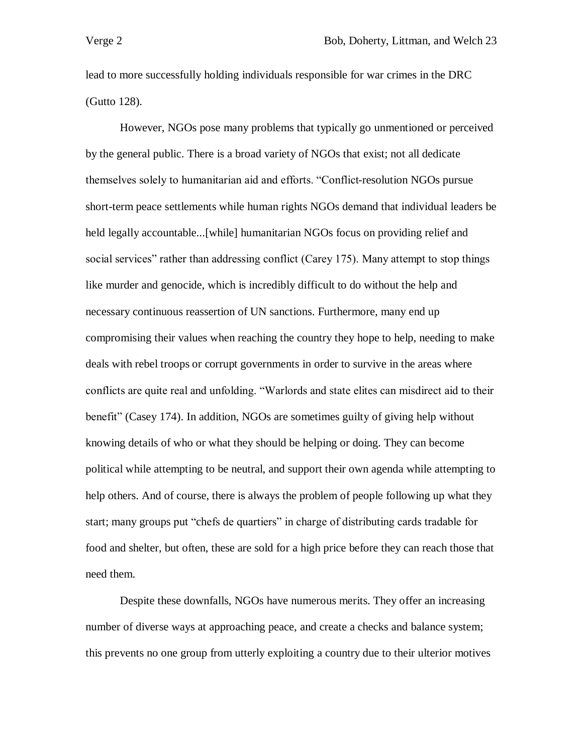lead to more successfully holding individuals responsible for war crimes in the DRC (Gutto 128).

However, NGOs pose many problems that typically go unmentioned or perceived by the general public. There is a broad variety of NGOs that exist; not all dedicate themselves solely to humanitarian aid and efforts. "Conflict-resolution NGOs pursue short-term peace settlements while human rights NGOs demand that individual leaders be held legally accountable...[while] humanitarian NGOs focus on providing relief and social services" rather than addressing conflict (Carey 175). Many attempt to stop things like murder and genocide, which is incredibly difficult to do without the help and necessary continuous reassertion of UN sanctions. Furthermore, many end up compromising their values when reaching the country they hope to help, needing to make deals with rebel troops or corrupt governments in order to survive in the areas where conflicts are quite real and unfolding. "Warlords and state elites can misdirect aid to their benefit" (Casey 174). In addition, NGOs are sometimes guilty of giving help without knowing details of who or what they should be helping or doing. They can become political while attempting to be neutral, and support their own agenda while attempting to help others. And of course, there is always the problem of people following up what they start; many groups put "chefs de quartiers" in charge of distributing cards tradable for food and shelter, but often, these are sold for a high price before they can reach those that need them.

Despite these downfalls, NGOs have numerous merits. They offer an increasing number of diverse ways at approaching peace, and create a checks and balance system; this prevents no one group from utterly exploiting a country due to their ulterior motives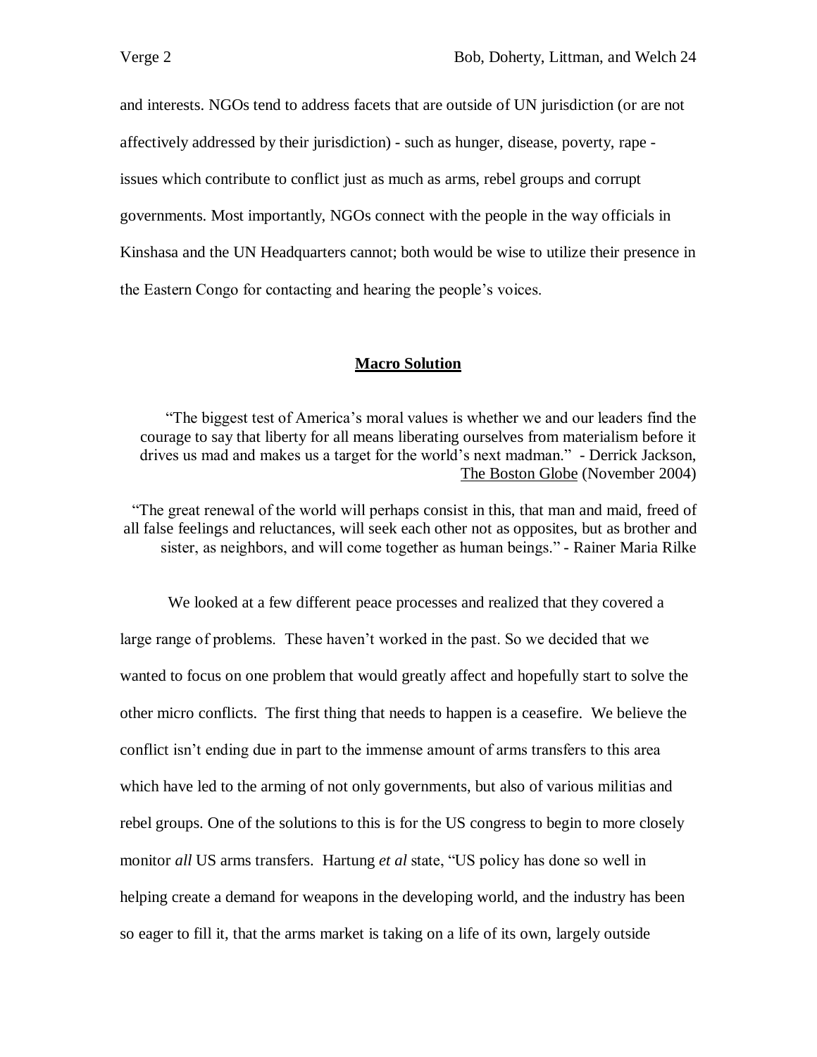and interests. NGOs tend to address facets that are outside of UN jurisdiction (or are not affectively addressed by their jurisdiction) - such as hunger, disease, poverty, rape - issues which contribute to conflict just as much as arms, rebel groups and corrupt governments. Most importantly, NGOs connect with the people in the way officials in Kinshasa and the UN Headquarters cannot; both would be wise to utilize their presence in the Eastern Congo for contacting and hearing the people's voices.

## Macro Solution

> "The biggest test of America's moral values is whether we and our leaders find the courage to say that liberty for all means liberating ourselves from materialism before it drives us mad and makes us a target for the world's next madman." - Derrick Jackson, The Boston Globe (November 2004)

> "The great renewal of the world will perhaps consist in this, that man and maid, freed of all false feelings and reluctances, will seek each other not as opposites, but as brother and sister, as neighbors, and will come together as human beings." - Rainer Maria Rilke

We looked at a few different peace processes and realized that they covered a large range of problems. These haven't worked in the past. So we decided that we wanted to focus on one problem that would greatly affect and hopefully start to solve the other micro conflicts. The first thing that needs to happen is a ceasefire. We believe the conflict isn't ending due in part to the immense amount of arms transfers to this area which have led to the arming of not only governments, but also of various militias and rebel groups. One of the solutions to this is for the US congress to begin to more closely monitor *all* US arms transfers. Hartung *et al* state, "US policy has done so well in helping create a demand for weapons in the developing world, and the industry has been so eager to fill it, that the arms market is taking on a life of its own, largely outside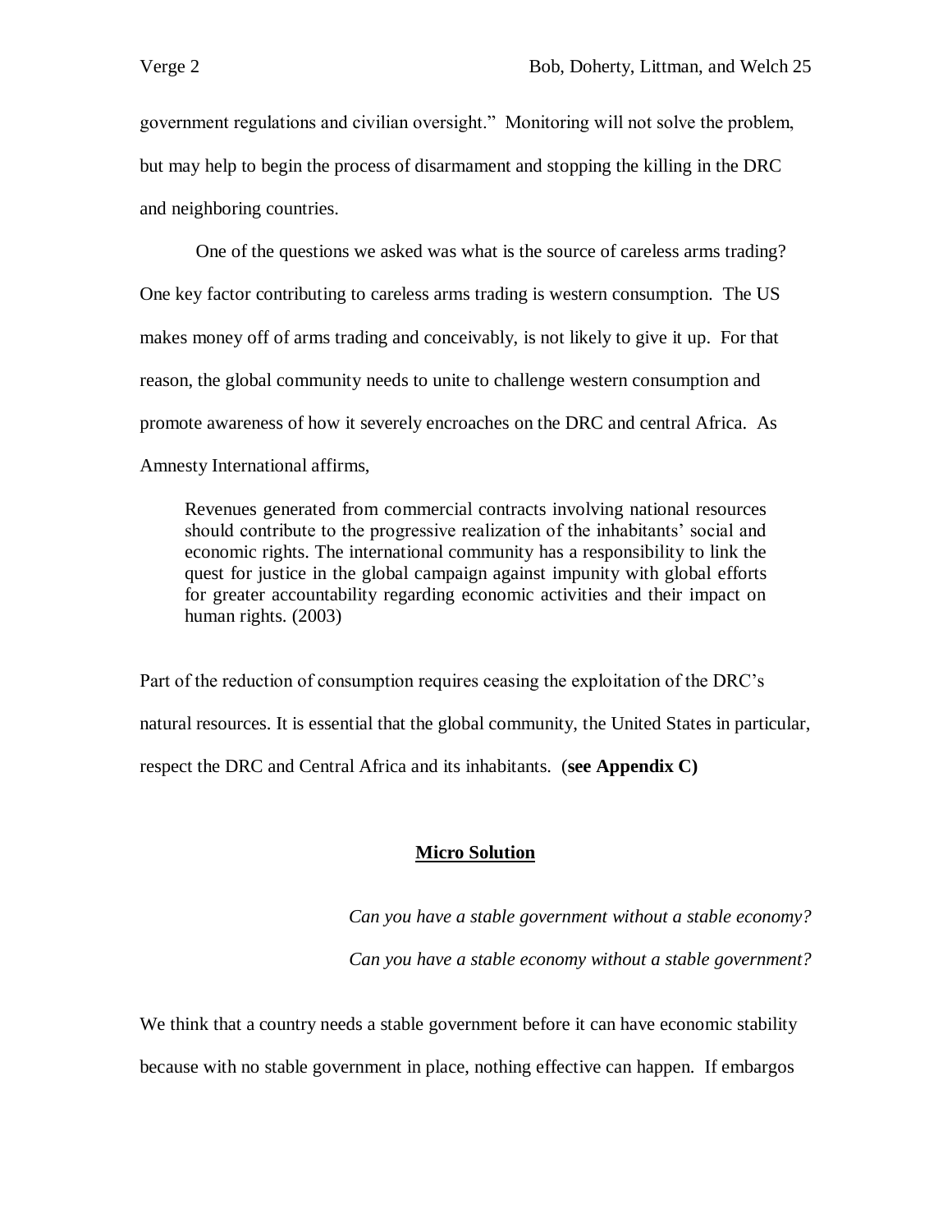government regulations and civilian oversight." Monitoring will not solve the problem, but may help to begin the process of disarmament and stopping the killing in the DRC and neighboring countries.

One of the questions we asked was what is the source of careless arms trading? One key factor contributing to careless arms trading is western consumption. The US makes money off of arms trading and conceivably, is not likely to give it up. For that reason, the global community needs to unite to challenge western consumption and promote awareness of how it severely encroaches on the DRC and central Africa. As Amnesty International affirms,

> Revenues generated from commercial contracts involving national resources should contribute to the progressive realization of the inhabitants' social and economic rights. The international community has a responsibility to link the quest for justice in the global campaign against impunity with global efforts for greater accountability regarding economic activities and their impact on human rights. (2003)

Part of the reduction of consumption requires ceasing the exploitation of the DRC's natural resources. It is essential that the global community, the United States in particular, respect the DRC and Central Africa and its inhabitants. (**see Appendix C)**

## Micro Solution

*Can you have a stable government without a stable economy?*

*Can you have a stable economy without a stable government?*

We think that a country needs a stable government before it can have economic stability because with no stable government in place, nothing effective can happen. If embargos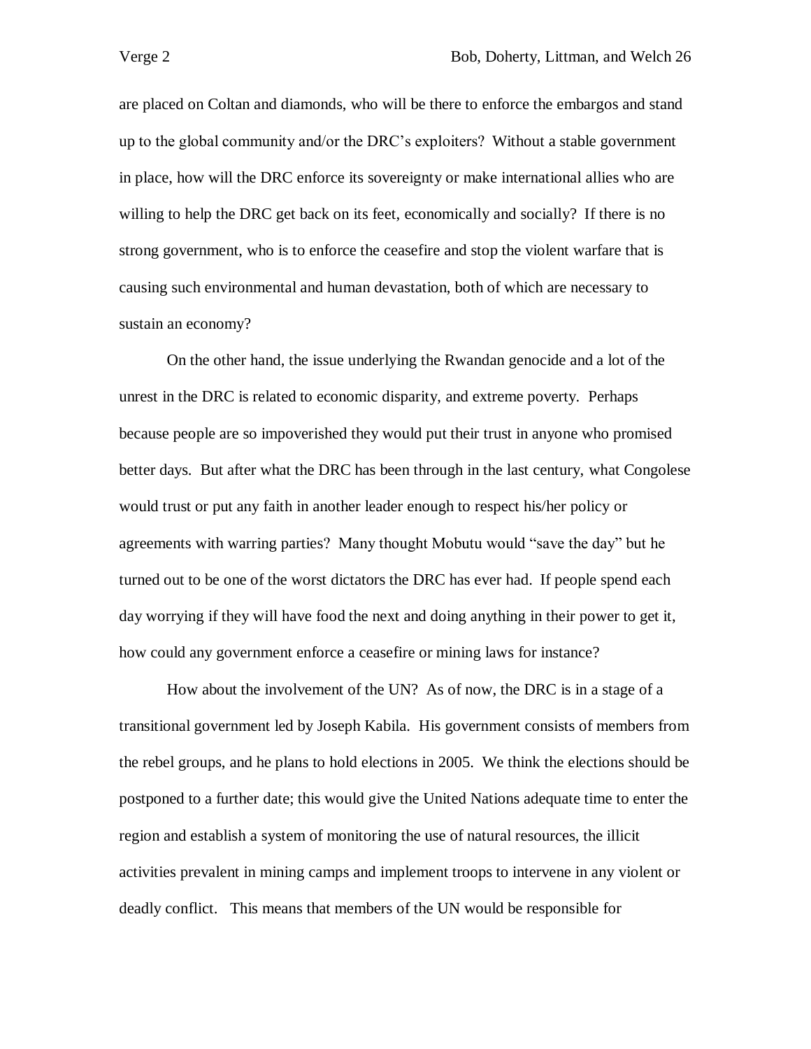are placed on Coltan and diamonds, who will be there to enforce the embargos and stand up to the global community and/or the DRC's exploiters? Without a stable government in place, how will the DRC enforce its sovereignty or make international allies who are willing to help the DRC get back on its feet, economically and socially? If there is no strong government, who is to enforce the ceasefire and stop the violent warfare that is causing such environmental and human devastation, both of which are necessary to sustain an economy?

On the other hand, the issue underlying the Rwandan genocide and a lot of the unrest in the DRC is related to economic disparity, and extreme poverty. Perhaps because people are so impoverished they would put their trust in anyone who promised better days. But after what the DRC has been through in the last century, what Congolese would trust or put any faith in another leader enough to respect his/her policy or agreements with warring parties? Many thought Mobutu would "save the day" but he turned out to be one of the worst dictators the DRC has ever had. If people spend each day worrying if they will have food the next and doing anything in their power to get it, how could any government enforce a ceasefire or mining laws for instance?

How about the involvement of the UN? As of now, the DRC is in a stage of a transitional government led by Joseph Kabila. His government consists of members from the rebel groups, and he plans to hold elections in 2005. We think the elections should be postponed to a further date; this would give the United Nations adequate time to enter the region and establish a system of monitoring the use of natural resources, the illicit activities prevalent in mining camps and implement troops to intervene in any violent or deadly conflict. This means that members of the UN would be responsible for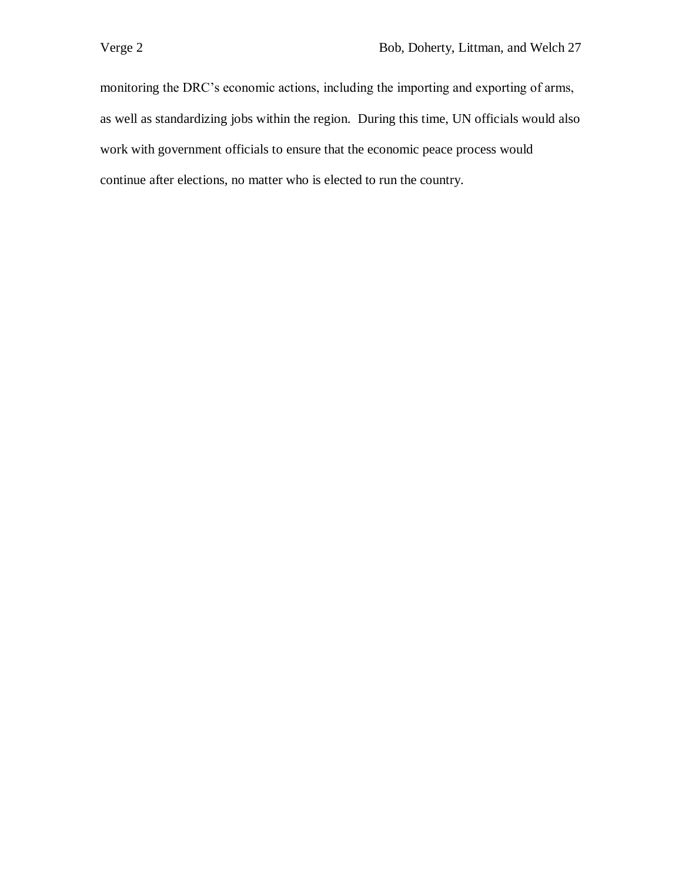monitoring the DRC's economic actions, including the importing and exporting of arms, as well as standardizing jobs within the region. During this time, UN officials would also work with government officials to ensure that the economic peace process would continue after elections, no matter who is elected to run the country.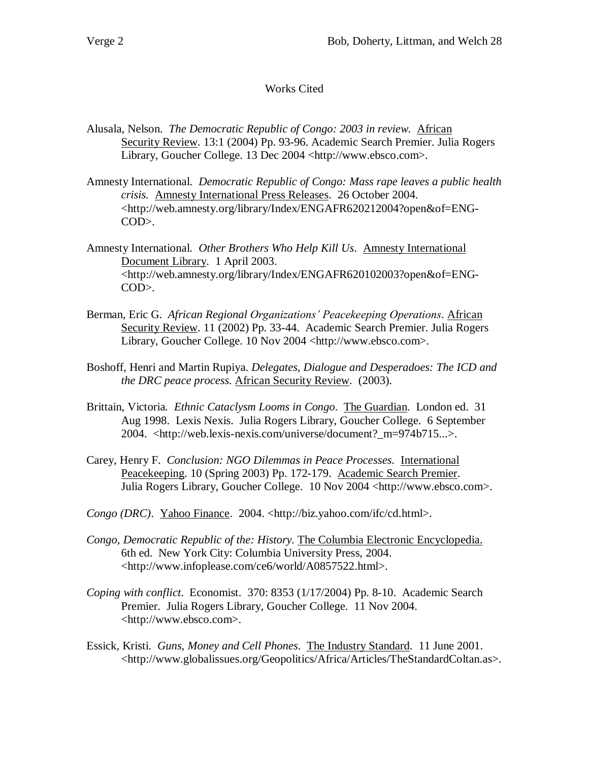# Works Cited

Alusala, Nelson. *The Democratic Republic of Congo: 2003 in review.* African Security Review. 13:1 (2004) Pp. 93-96. Academic Search Premier. Julia Rogers Library, Goucher College. 13 Dec 2004 <http://www.ebsco.com>.

Amnesty International. *Democratic Republic of Congo: Mass rape leaves a public health crisis.* Amnesty International Press Releases. 26 October 2004. <http://web.amnesty.org/library/Index/ENGAFR620212004?open&of=ENG-COD>.

Amnesty International. *Other Brothers Who Help Kill Us.* Amnesty International Document Library. 1 April 2003. <http://web.amnesty.org/library/Index/ENGAFR620102003?open&of=ENG-COD>.

Berman, Eric G. *African Regional Organizations' Peacekeeping Operations*. African Security Review. 11 (2002) Pp. 33-44. Academic Search Premier. Julia Rogers Library, Goucher College. 10 Nov 2004 <http://www.ebsco.com>.

Boshoff, Henri and Martin Rupiya. *Delegates, Dialogue and Desperadoes: The ICD and the DRC peace process.* African Security Review. (2003).

Brittain, Victoria. *Ethnic Cataclysm Looms in Congo.* The Guardian. London ed. 31 Aug 1998. Lexis Nexis. Julia Rogers Library, Goucher College. 6 September 2004. <http://web.lexis-nexis.com/universe/document?_m=974b715...>.

Carey, Henry F. *Conclusion: NGO Dilemmas in Peace Processes.* International Peacekeeping. 10 (Spring 2003) Pp. 172-179. Academic Search Premier. Julia Rogers Library, Goucher College. 10 Nov 2004 <http://www.ebsco.com>.

*Congo (DRC)*. Yahoo Finance. 2004. <http://biz.yahoo.com/ifc/cd.html>.

*Congo, Democratic Republic of the: History.* The Columbia Electronic Encyclopedia. 6th ed. New York City: Columbia University Press, 2004. <http://www.infoplease.com/ce6/world/A0857522.html>.

*Coping with conflict.* Economist. 370: 8353 (1/17/2004) Pp. 8-10. Academic Search Premier. Julia Rogers Library, Goucher College. 11 Nov 2004. <http://www.ebsco.com>.

Essick, Kristi. *Guns, Money and Cell Phones*. The Industry Standard. 11 June 2001. <http://www.globalissues.org/Geopolitics/Africa/Articles/TheStandardColtan.as>.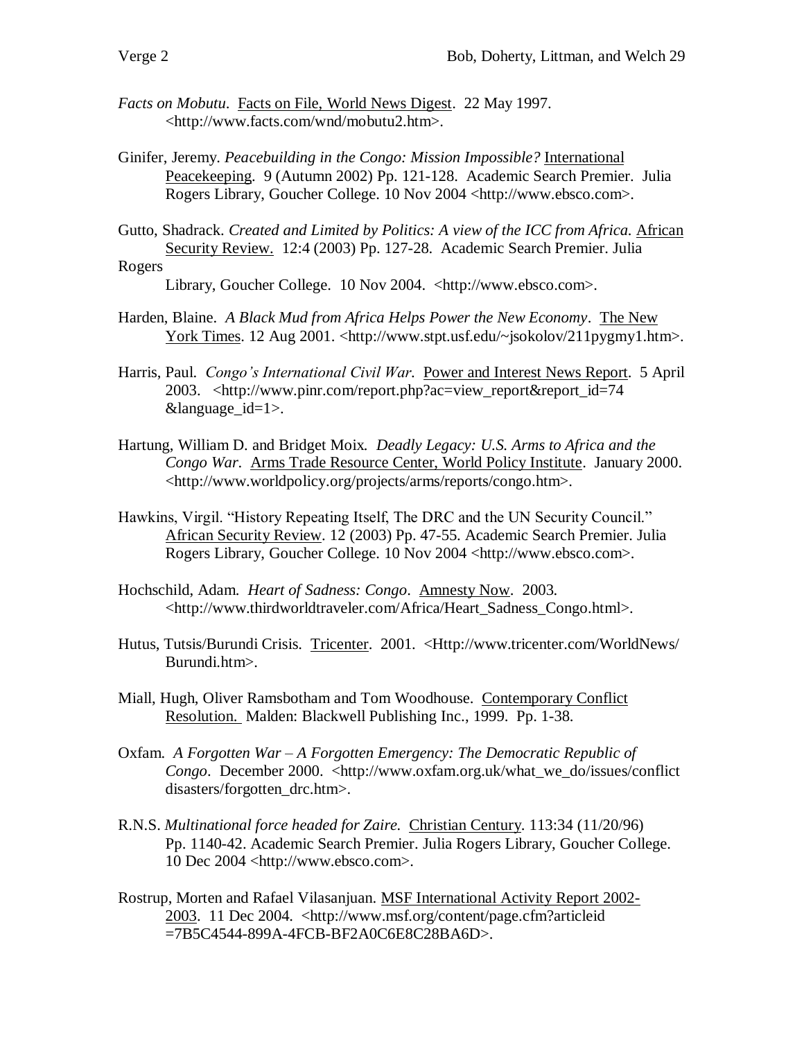*Facts on Mobutu*. Facts on File, World News Digest. 22 May 1997. <http://www.facts.com/wnd/mobutu2.htm>.

Ginifer, Jeremy. *Peacebuilding in the Congo: Mission Impossible?* International Peacekeeping. 9 (Autumn 2002) Pp. 121-128. Academic Search Premier. Julia Rogers Library, Goucher College. 10 Nov 2004 <http://www.ebsco.com>.

Gutto, Shadrack. *Created and Limited by Politics: A view of the ICC from Africa.* African Security Review. 12:4 (2003) Pp. 127-28. Academic Search Premier. Julia Rogers Library, Goucher College. 10 Nov 2004. <http://www.ebsco.com>.

Harden, Blaine. *A Black Mud from Africa Helps Power the New Economy*. The New York Times. 12 Aug 2001. <http://www.stpt.usf.edu/~jsokolov/211pygmy1.htm>.

Harris, Paul. *Congo's International Civil War*. Power and Interest News Report. 5 April 2003. <http://www.pinr.com/report.php?ac=view_report&report_id=74 &language_id=1>.

Hartung, William D. and Bridget Moix. *Deadly Legacy: U.S. Arms to Africa and the Congo War*. Arms Trade Resource Center, World Policy Institute. January 2000. <http://www.worldpolicy.org/projects/arms/reports/congo.htm>.

Hawkins, Virgil. "History Repeating Itself, The DRC and the UN Security Council." African Security Review. 12 (2003) Pp. 47-55. Academic Search Premier. Julia Rogers Library, Goucher College. 10 Nov 2004 <http://www.ebsco.com>.

Hochschild, Adam. *Heart of Sadness: Congo*. Amnesty Now. 2003. <http://www.thirdworldtraveler.com/Africa/Heart_Sadness_Congo.html>.

Hutus, Tutsis/Burundi Crisis. Tricenter. 2001. <Http://www.tricenter.com/WorldNews/Burundi.htm>.

Miall, Hugh, Oliver Ramsbotham and Tom Woodhouse. Contemporary Conflict Resolution. Malden: Blackwell Publishing Inc., 1999. Pp. 1-38.

Oxfam. *A Forgotten War – A Forgotten Emergency: The Democratic Republic of Congo*. December 2000. <http://www.oxfam.org.uk/what_we_do/issues/conflict disasters/forgotten_drc.htm>.

R.N.S. *Multinational force headed for Zaire.* Christian Century. 113:34 (11/20/96) Pp. 1140-42. Academic Search Premier. Julia Rogers Library, Goucher College. 10 Dec 2004 <http://www.ebsco.com>.

Rostrup, Morten and Rafael Vilasanjuan. MSF International Activity Report 2002-2003. 11 Dec 2004. <http://www.msf.org/content/page.cfm?articleid =7B5C4544-899A-4FCB-BF2A0C6E8C28BA6D>.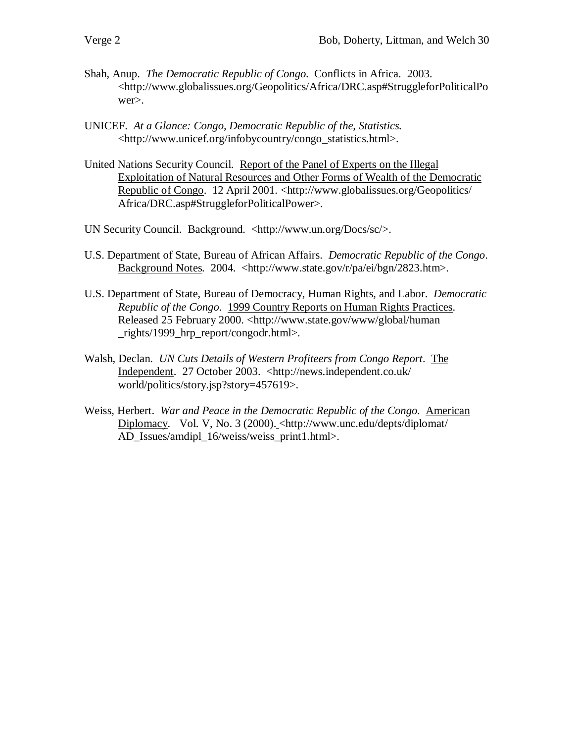Shah, Anup. *The Democratic Republic of Congo.* Conflicts in Africa. 2003. <http://www.globalissues.org/Geopolitics/Africa/DRC.asp#StruggleforPoliticalPower>.

UNICEF. *At a Glance: Congo, Democratic Republic of the, Statistics.* <http://www.unicef.org/infobycountry/congo_statistics.html>.

United Nations Security Council. Report of the Panel of Experts on the Illegal Exploitation of Natural Resources and Other Forms of Wealth of the Democratic Republic of Congo. 12 April 2001. <http://www.globalissues.org/Geopolitics/Africa/DRC.asp#StruggleforPoliticalPower>.

UN Security Council. Background. <http://www.un.org/Docs/sc/>.

U.S. Department of State, Bureau of African Affairs. *Democratic Republic of the Congo*. Background Notes. 2004. <http://www.state.gov/r/pa/ei/bgn/2823.htm>.

U.S. Department of State, Bureau of Democracy, Human Rights, and Labor. *Democratic Republic of the Congo.* 1999 Country Reports on Human Rights Practices. Released 25 February 2000. <http://www.state.gov/www/global/human_rights/1999_hrp_report/congodr.html>.

Walsh, Declan. *UN Cuts Details of Western Profiteers from Congo Report*. The Independent. 27 October 2003. <http://news.independent.co.uk/world/politics/story.jsp?story=457619>.

Weiss, Herbert. *War and Peace in the Democratic Republic of the Congo.* American Diplomacy. Vol. V, No. 3 (2000). <http://www.unc.edu/depts/diplomat/AD_Issues/amdipl_16/weiss/weiss_print1.html>.